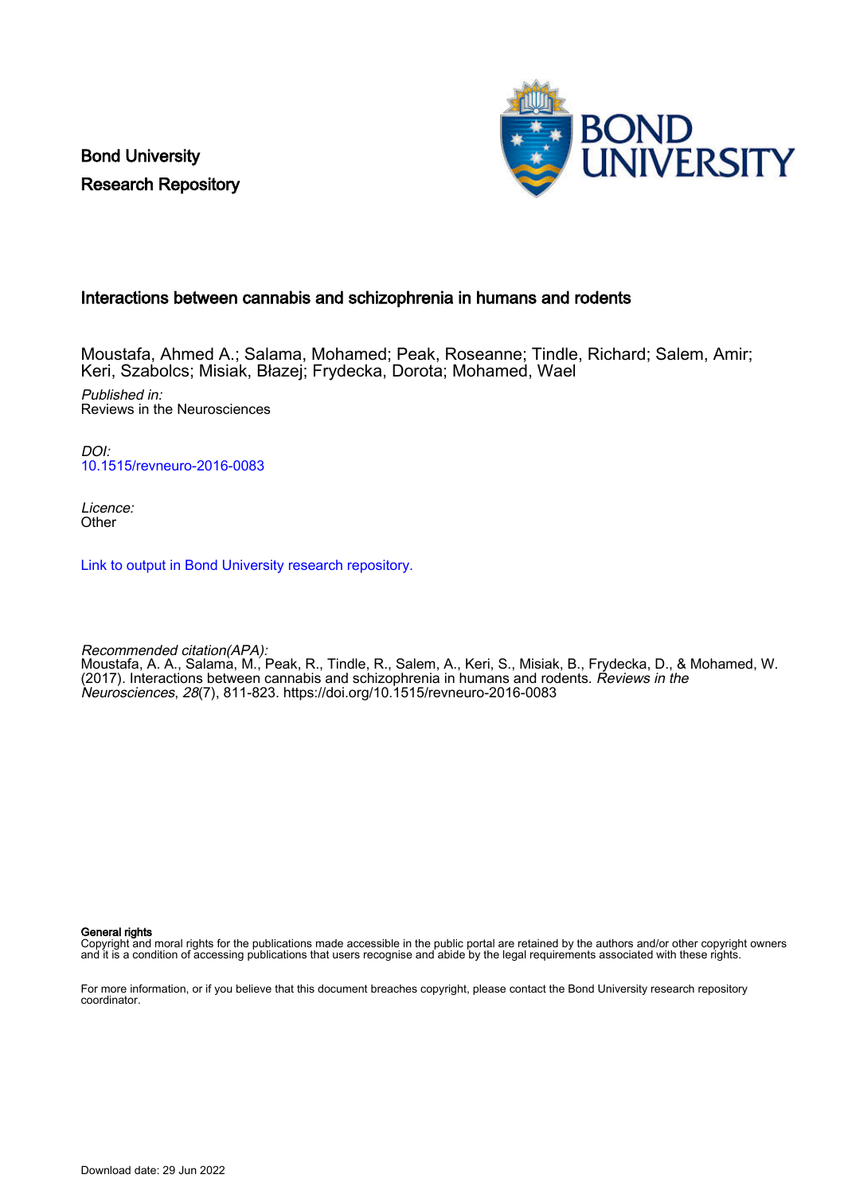Bond University
Research Repository

# Interactions between cannabis and schizophrenia in humans and rodents

Moustafa, Ahmed A.; Salama, Mohamed; Peak, Roseanne; Tindle, Richard; Salem, Amir; Keri, Szabolcs; Misiak, Błazej; Frydecka, Dorota; Mohamed, Wael

*Published in:*
Reviews in the Neurosciences

*DOI:*
10.1515/revneuro-2016-0083

*Licence:*
Other

Link to output in Bond University research repository.

*Recommended citation(APA):*
Moustafa, A. A., Salama, M., Peak, R., Tindle, R., Salem, A., Keri, S., Misiak, B., Frydecka, D., & Mohamed, W. (2017). Interactions between cannabis and schizophrenia in humans and rodents. *Reviews in the Neurosciences*, *28*(7), 811-823. https://doi.org/10.1515/revneuro-2016-0083

**General rights**
Copyright and moral rights for the publications made accessible in the public portal are retained by the authors and/or other copyright owners and it is a condition of accessing publications that users recognise and abide by the legal requirements associated with these rights.

For more information, or if you believe that this document breaches copyright, please contact the Bond University research repository coordinator.

Download date: 29 Jun 2022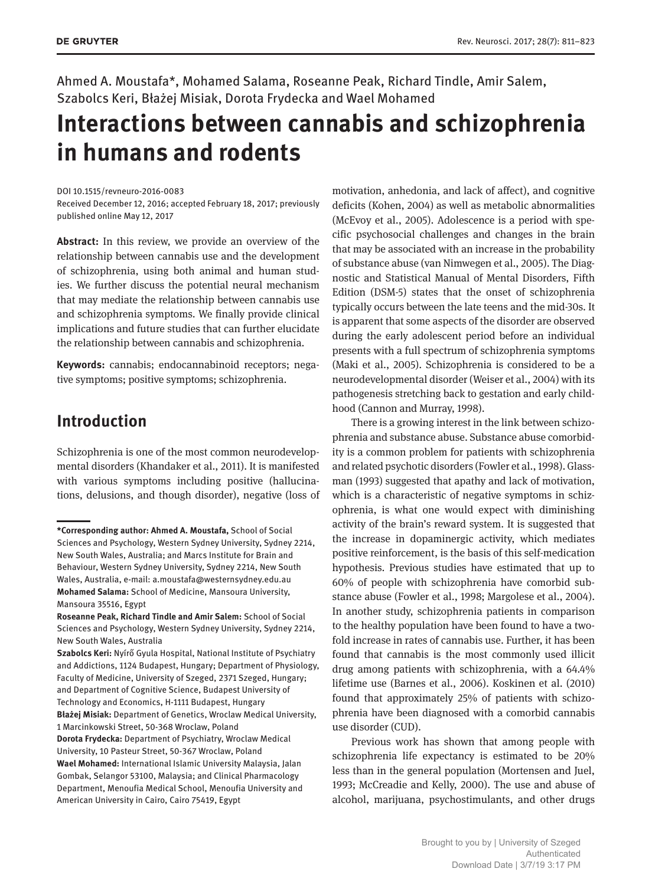Ahmed A. Moustafa*, Mohamed Salama, Roseanne Peak, Richard Tindle, Amir Salem, Szabolcs Keri, Błażej Misiak, Dorota Frydecka and Wael Mohamed

# Interactions between cannabis and schizophrenia in humans and rodents

DOI 10.1515/revneuro-2016-0083
Received December 12, 2016; accepted February 18, 2017; previously published online May 12, 2017

**Abstract:** In this review, we provide an overview of the relationship between cannabis use and the development of schizophrenia, using both animal and human studies. We further discuss the potential neural mechanism that may mediate the relationship between cannabis use and schizophrenia symptoms. We finally provide clinical implications and future studies that can further elucidate the relationship between cannabis and schizophrenia.

**Keywords:** cannabis; endocannabinoid receptors; negative symptoms; positive symptoms; schizophrenia.

## Introduction

Schizophrenia is one of the most common neurodevelopmental disorders (Khandaker et al., 2011). It is manifested with various symptoms including positive (hallucinations, delusions, and though disorder), negative (loss of motivation, anhedonia, and lack of affect), and cognitive deficits (Kohen, 2004) as well as metabolic abnormalities (McEvoy et al., 2005). Adolescence is a period with specific psychosocial challenges and changes in the brain that may be associated with an increase in the probability of substance abuse (van Nimwegen et al., 2005). The Diagnostic and Statistical Manual of Mental Disorders, Fifth Edition (DSM-5) states that the onset of schizophrenia typically occurs between the late teens and the mid-30s. It is apparent that some aspects of the disorder are observed during the early adolescent period before an individual presents with a full spectrum of schizophrenia symptoms (Maki et al., 2005). Schizophrenia is considered to be a neurodevelopmental disorder (Weiser et al., 2004) with its pathogenesis stretching back to gestation and early childhood (Cannon and Murray, 1998).

There is a growing interest in the link between schizophrenia and substance abuse. Substance abuse comorbidity is a common problem for patients with schizophrenia and related psychotic disorders (Fowler et al., 1998). Glassman (1993) suggested that apathy and lack of motivation, which is a characteristic of negative symptoms in schizophrenia, is what one would expect with diminishing activity of the brain's reward system. It is suggested that the increase in dopaminergic activity, which mediates positive reinforcement, is the basis of this self-medication hypothesis. Previous studies have estimated that up to 60% of people with schizophrenia have comorbid substance abuse (Fowler et al., 1998; Margolese et al., 2004). In another study, schizophrenia patients in comparison to the healthy population have been found to have a two-fold increase in rates of cannabis use. Further, it has been found that cannabis is the most commonly used illicit drug among patients with schizophrenia, with a 64.4% lifetime use (Barnes et al., 2006). Koskinen et al. (2010) found that approximately 25% of patients with schizophrenia have been diagnosed with a comorbid cannabis use disorder (CUD).

Previous work has shown that among people with schizophrenia life expectancy is estimated to be 20% less than in the general population (Mortensen and Juel, 1993; McCreadie and Kelly, 2000). The use and abuse of alcohol, marijuana, psychostimulants, and other drugs

---

**\*Corresponding author: Ahmed A. Moustafa,** School of Social Sciences and Psychology, Western Sydney University, Sydney 2214, New South Wales, Australia; and Marcs Institute for Brain and Behaviour, Western Sydney University, Sydney 2214, New South Wales, Australia, e-mail: a.moustafa@westernsydney.edu.au
**Mohamed Salama:** School of Medicine, Mansoura University, Mansoura 35516, Egypt
**Roseanne Peak, Richard Tindle and Amir Salem:** School of Social Sciences and Psychology, Western Sydney University, Sydney 2214, New South Wales, Australia
**Szabolcs Keri:** Nyírő Gyula Hospital, National Institute of Psychiatry and Addictions, 1124 Budapest, Hungary; Department of Physiology, Faculty of Medicine, University of Szeged, 2371 Szeged, Hungary; and Department of Cognitive Science, Budapest University of Technology and Economics, H-1111 Budapest, Hungary
**Błażej Misiak:** Department of Genetics, Wroclaw Medical University, 1 Marcinkowski Street, 50-368 Wroclaw, Poland
**Dorota Frydecka:** Department of Psychiatry, Wroclaw Medical University, 10 Pasteur Street, 50-367 Wroclaw, Poland
**Wael Mohamed:** International Islamic University Malaysia, Jalan Gombak, Selangor 53100, Malaysia; and Clinical Pharmacology Department, Menoufia Medical School, Menoufia University and American University in Cairo, Cairo 75419, Egypt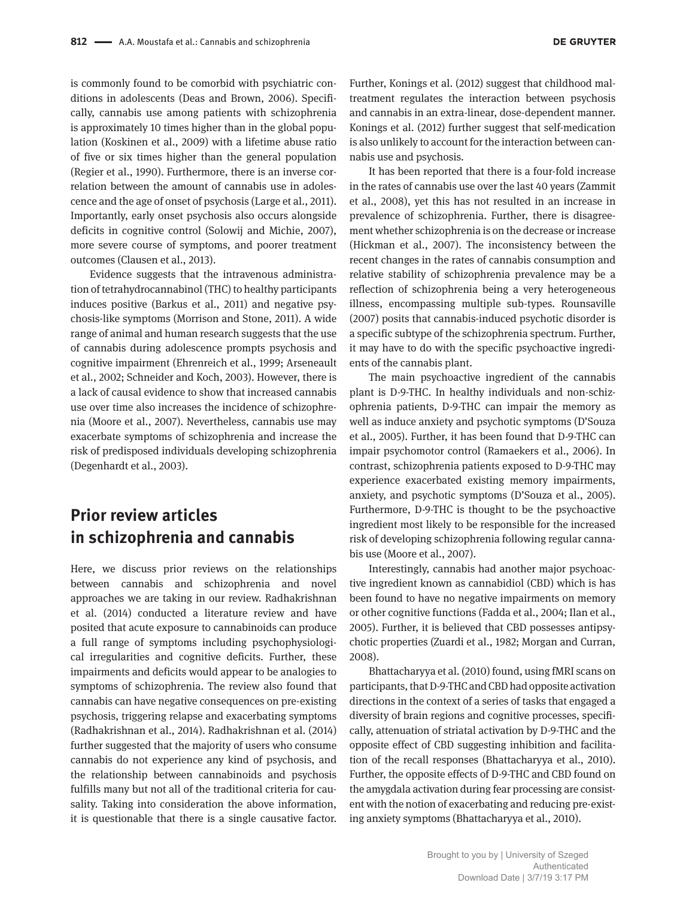is commonly found to be comorbid with psychiatric conditions in adolescents (Deas and Brown, 2006). Specifically, cannabis use among patients with schizophrenia is approximately 10 times higher than in the global population (Koskinen et al., 2009) with a lifetime abuse ratio of five or six times higher than the general population (Regier et al., 1990). Furthermore, there is an inverse correlation between the amount of cannabis use in adolescence and the age of onset of psychosis (Large et al., 2011). Importantly, early onset psychosis also occurs alongside deficits in cognitive control (Solowij and Michie, 2007), more severe course of symptoms, and poorer treatment outcomes (Clausen et al., 2013).

Evidence suggests that the intravenous administration of tetrahydrocannabinol (THC) to healthy participants induces positive (Barkus et al., 2011) and negative psychosis-like symptoms (Morrison and Stone, 2011). A wide range of animal and human research suggests that the use of cannabis during adolescence prompts psychosis and cognitive impairment (Ehrenreich et al., 1999; Arseneault et al., 2002; Schneider and Koch, 2003). However, there is a lack of causal evidence to show that increased cannabis use over time also increases the incidence of schizophrenia (Moore et al., 2007). Nevertheless, cannabis use may exacerbate symptoms of schizophrenia and increase the risk of predisposed individuals developing schizophrenia (Degenhardt et al., 2003).

## Prior review articles in schizophrenia and cannabis

Here, we discuss prior reviews on the relationships between cannabis and schizophrenia and novel approaches we are taking in our review. Radhakrishnan et al. (2014) conducted a literature review and have posited that acute exposure to cannabinoids can produce a full range of symptoms including psychophysiological irregularities and cognitive deficits. Further, these impairments and deficits would appear to be analogies to symptoms of schizophrenia. The review also found that cannabis can have negative consequences on pre-existing psychosis, triggering relapse and exacerbating symptoms (Radhakrishnan et al., 2014). Radhakrishnan et al. (2014) further suggested that the majority of users who consume cannabis do not experience any kind of psychosis, and the relationship between cannabinoids and psychosis fulfills many but not all of the traditional criteria for causality. Taking into consideration the above information, it is questionable that there is a single causative factor. Further, Konings et al. (2012) suggest that childhood maltreatment regulates the interaction between psychosis and cannabis in an extra-linear, dose-dependent manner. Konings et al. (2012) further suggest that self-medication is also unlikely to account for the interaction between cannabis use and psychosis.

It has been reported that there is a four-fold increase in the rates of cannabis use over the last 40 years (Zammit et al., 2008), yet this has not resulted in an increase in prevalence of schizophrenia. Further, there is disagreement whether schizophrenia is on the decrease or increase (Hickman et al., 2007). The inconsistency between the recent changes in the rates of cannabis consumption and relative stability of schizophrenia prevalence may be a reflection of schizophrenia being a very heterogeneous illness, encompassing multiple sub-types. Rounsaville (2007) posits that cannabis-induced psychotic disorder is a specific subtype of the schizophrenia spectrum. Further, it may have to do with the specific psychoactive ingredients of the cannabis plant.

The main psychoactive ingredient of the cannabis plant is D-9-THC. In healthy individuals and non-schizophrenia patients, D-9-THC can impair the memory as well as induce anxiety and psychotic symptoms (D'Souza et al., 2005). Further, it has been found that D-9-THC can impair psychomotor control (Ramaekers et al., 2006). In contrast, schizophrenia patients exposed to D-9-THC may experience exacerbated existing memory impairments, anxiety, and psychotic symptoms (D'Souza et al., 2005). Furthermore, D-9-THC is thought to be the psychoactive ingredient most likely to be responsible for the increased risk of developing schizophrenia following regular cannabis use (Moore et al., 2007).

Interestingly, cannabis had another major psychoactive ingredient known as cannabidiol (CBD) which is has been found to have no negative impairments on memory or other cognitive functions (Fadda et al., 2004; Ilan et al., 2005). Further, it is believed that CBD possesses antipsychotic properties (Zuardi et al., 1982; Morgan and Curran, 2008).

Bhattacharyya et al. (2010) found, using fMRI scans on participants, that D-9-THC and CBD had opposite activation directions in the context of a series of tasks that engaged a diversity of brain regions and cognitive processes, specifically, attenuation of striatal activation by D-9-THC and the opposite effect of CBD suggesting inhibition and facilitation of the recall responses (Bhattacharyya et al., 2010). Further, the opposite effects of D-9-THC and CBD found on the amygdala activation during fear processing are consistent with the notion of exacerbating and reducing pre-existing anxiety symptoms (Bhattacharyya et al., 2010).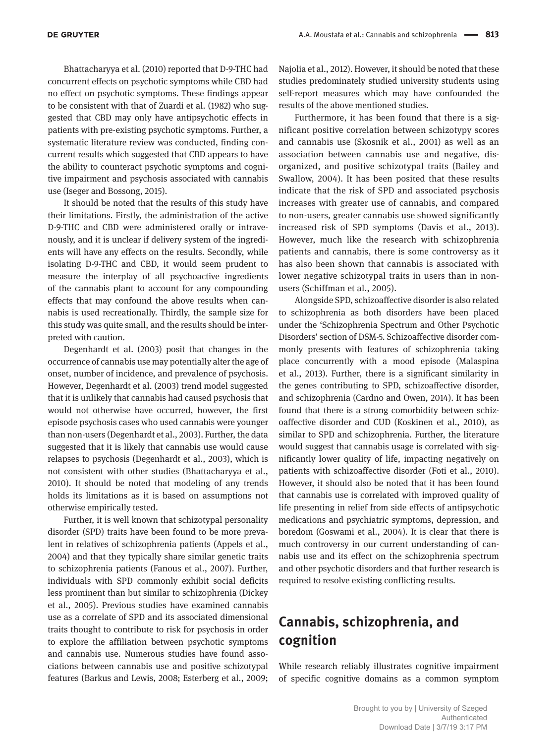Bhattacharyya et al. (2010) reported that D-9-THC had concurrent effects on psychotic symptoms while CBD had no effect on psychotic symptoms. These findings appear to be consistent with that of Zuardi et al. (1982) who suggested that CBD may only have antipsychotic effects in patients with pre-existing psychotic symptoms. Further, a systematic literature review was conducted, finding concurrent results which suggested that CBD appears to have the ability to counteract psychotic symptoms and cognitive impairment and psychosis associated with cannabis use (Iseger and Bossong, 2015).

It should be noted that the results of this study have their limitations. Firstly, the administration of the active D-9-THC and CBD were administered orally or intravenously, and it is unclear if delivery system of the ingredients will have any effects on the results. Secondly, while isolating D-9-THC and CBD, it would seem prudent to measure the interplay of all psychoactive ingredients of the cannabis plant to account for any compounding effects that may confound the above results when cannabis is used recreationally. Thirdly, the sample size for this study was quite small, and the results should be interpreted with caution.

Degenhardt et al. (2003) posit that changes in the occurrence of cannabis use may potentially alter the age of onset, number of incidence, and prevalence of psychosis. However, Degenhardt et al. (2003) trend model suggested that it is unlikely that cannabis had caused psychosis that would not otherwise have occurred, however, the first episode psychosis cases who used cannabis were younger than non-users (Degenhardt et al., 2003). Further, the data suggested that it is likely that cannabis use would cause relapses to psychosis (Degenhardt et al., 2003), which is not consistent with other studies (Bhattacharyya et al., 2010). It should be noted that modeling of any trends holds its limitations as it is based on assumptions not otherwise empirically tested.

Further, it is well known that schizotypal personality disorder (SPD) traits have been found to be more prevalent in relatives of schizophrenia patients (Appels et al., 2004) and that they typically share similar genetic traits to schizophrenia patients (Fanous et al., 2007). Further, individuals with SPD commonly exhibit social deficits less prominent than but similar to schizophrenia (Dickey et al., 2005). Previous studies have examined cannabis use as a correlate of SPD and its associated dimensional traits thought to contribute to risk for psychosis in order to explore the affiliation between psychotic symptoms and cannabis use. Numerous studies have found associations between cannabis use and positive schizotypal features (Barkus and Lewis, 2008; Esterberg et al., 2009; Najolia et al., 2012). However, it should be noted that these studies predominately studied university students using self-report measures which may have confounded the results of the above mentioned studies.

Furthermore, it has been found that there is a significant positive correlation between schizotypy scores and cannabis use (Skosnik et al., 2001) as well as an association between cannabis use and negative, disorganized, and positive schizotypal traits (Bailey and Swallow, 2004). It has been posited that these results indicate that the risk of SPD and associated psychosis increases with greater use of cannabis, and compared to non-users, greater cannabis use showed significantly increased risk of SPD symptoms (Davis et al., 2013). However, much like the research with schizophrenia patients and cannabis, there is some controversy as it has also been shown that cannabis is associated with lower negative schizotypal traits in users than in non-users (Schiffman et al., 2005).

Alongside SPD, schizoaffective disorder is also related to schizophrenia as both disorders have been placed under the 'Schizophrenia Spectrum and Other Psychotic Disorders' section of DSM-5. Schizoaffective disorder commonly presents with features of schizophrenia taking place concurrently with a mood episode (Malaspina et al., 2013). Further, there is a significant similarity in the genes contributing to SPD, schizoaffective disorder, and schizophrenia (Cardno and Owen, 2014). It has been found that there is a strong comorbidity between schizoaffective disorder and CUD (Koskinen et al., 2010), as similar to SPD and schizophrenia. Further, the literature would suggest that cannabis usage is correlated with significantly lower quality of life, impacting negatively on patients with schizoaffective disorder (Foti et al., 2010). However, it should also be noted that it has been found that cannabis use is correlated with improved quality of life presenting in relief from side effects of antipsychotic medications and psychiatric symptoms, depression, and boredom (Goswami et al., 2004). It is clear that there is much controversy in our current understanding of cannabis use and its effect on the schizophrenia spectrum and other psychotic disorders and that further research is required to resolve existing conflicting results.

## Cannabis, schizophrenia, and cognition

While research reliably illustrates cognitive impairment of specific cognitive domains as a common symptom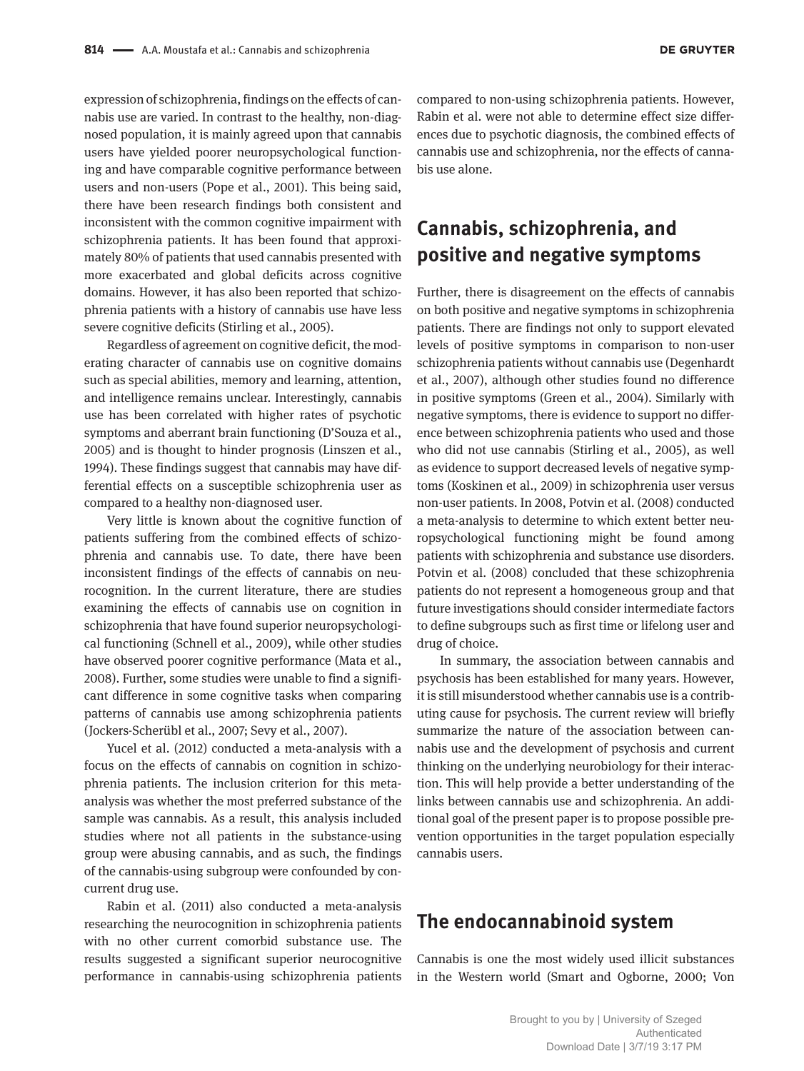expression of schizophrenia, findings on the effects of cannabis use are varied. In contrast to the healthy, non-diagnosed population, it is mainly agreed upon that cannabis users have yielded poorer neuropsychological functioning and have comparable cognitive performance between users and non-users (Pope et al., 2001). This being said, there have been research findings both consistent and inconsistent with the common cognitive impairment with schizophrenia patients. It has been found that approximately 80% of patients that used cannabis presented with more exacerbated and global deficits across cognitive domains. However, it has also been reported that schizophrenia patients with a history of cannabis use have less severe cognitive deficits (Stirling et al., 2005).

Regardless of agreement on cognitive deficit, the moderating character of cannabis use on cognitive domains such as special abilities, memory and learning, attention, and intelligence remains unclear. Interestingly, cannabis use has been correlated with higher rates of psychotic symptoms and aberrant brain functioning (D'Souza et al., 2005) and is thought to hinder prognosis (Linszen et al., 1994). These findings suggest that cannabis may have differential effects on a susceptible schizophrenia user as compared to a healthy non-diagnosed user.

Very little is known about the cognitive function of patients suffering from the combined effects of schizophrenia and cannabis use. To date, there have been inconsistent findings of the effects of cannabis on neurocognition. In the current literature, there are studies examining the effects of cannabis use on cognition in schizophrenia that have found superior neuropsychological functioning (Schnell et al., 2009), while other studies have observed poorer cognitive performance (Mata et al., 2008). Further, some studies were unable to find a significant difference in some cognitive tasks when comparing patterns of cannabis use among schizophrenia patients (Jockers-Scherübl et al., 2007; Sevy et al., 2007).

Yucel et al. (2012) conducted a meta-analysis with a focus on the effects of cannabis on cognition in schizophrenia patients. The inclusion criterion for this meta-analysis was whether the most preferred substance of the sample was cannabis. As a result, this analysis included studies where not all patients in the substance-using group were abusing cannabis, and as such, the findings of the cannabis-using subgroup were confounded by concurrent drug use.

Rabin et al. (2011) also conducted a meta-analysis researching the neurocognition in schizophrenia patients with no other current comorbid substance use. The results suggested a significant superior neurocognitive performance in cannabis-using schizophrenia patients compared to non-using schizophrenia patients. However, Rabin et al. were not able to determine effect size differences due to psychotic diagnosis, the combined effects of cannabis use and schizophrenia, nor the effects of cannabis use alone.

## Cannabis, schizophrenia, and positive and negative symptoms

Further, there is disagreement on the effects of cannabis on both positive and negative symptoms in schizophrenia patients. There are findings not only to support elevated levels of positive symptoms in comparison to non-user schizophrenia patients without cannabis use (Degenhardt et al., 2007), although other studies found no difference in positive symptoms (Green et al., 2004). Similarly with negative symptoms, there is evidence to support no difference between schizophrenia patients who used and those who did not use cannabis (Stirling et al., 2005), as well as evidence to support decreased levels of negative symptoms (Koskinen et al., 2009) in schizophrenia user versus non-user patients. In 2008, Potvin et al. (2008) conducted a meta-analysis to determine to which extent better neuropsychological functioning might be found among patients with schizophrenia and substance use disorders. Potvin et al. (2008) concluded that these schizophrenia patients do not represent a homogeneous group and that future investigations should consider intermediate factors to define subgroups such as first time or lifelong user and drug of choice.

In summary, the association between cannabis and psychosis has been established for many years. However, it is still misunderstood whether cannabis use is a contributing cause for psychosis. The current review will briefly summarize the nature of the association between cannabis use and the development of psychosis and current thinking on the underlying neurobiology for their interaction. This will help provide a better understanding of the links between cannabis use and schizophrenia. An additional goal of the present paper is to propose possible prevention opportunities in the target population especially cannabis users.

## The endocannabinoid system

Cannabis is one the most widely used illicit substances in the Western world (Smart and Ogborne, 2000; Von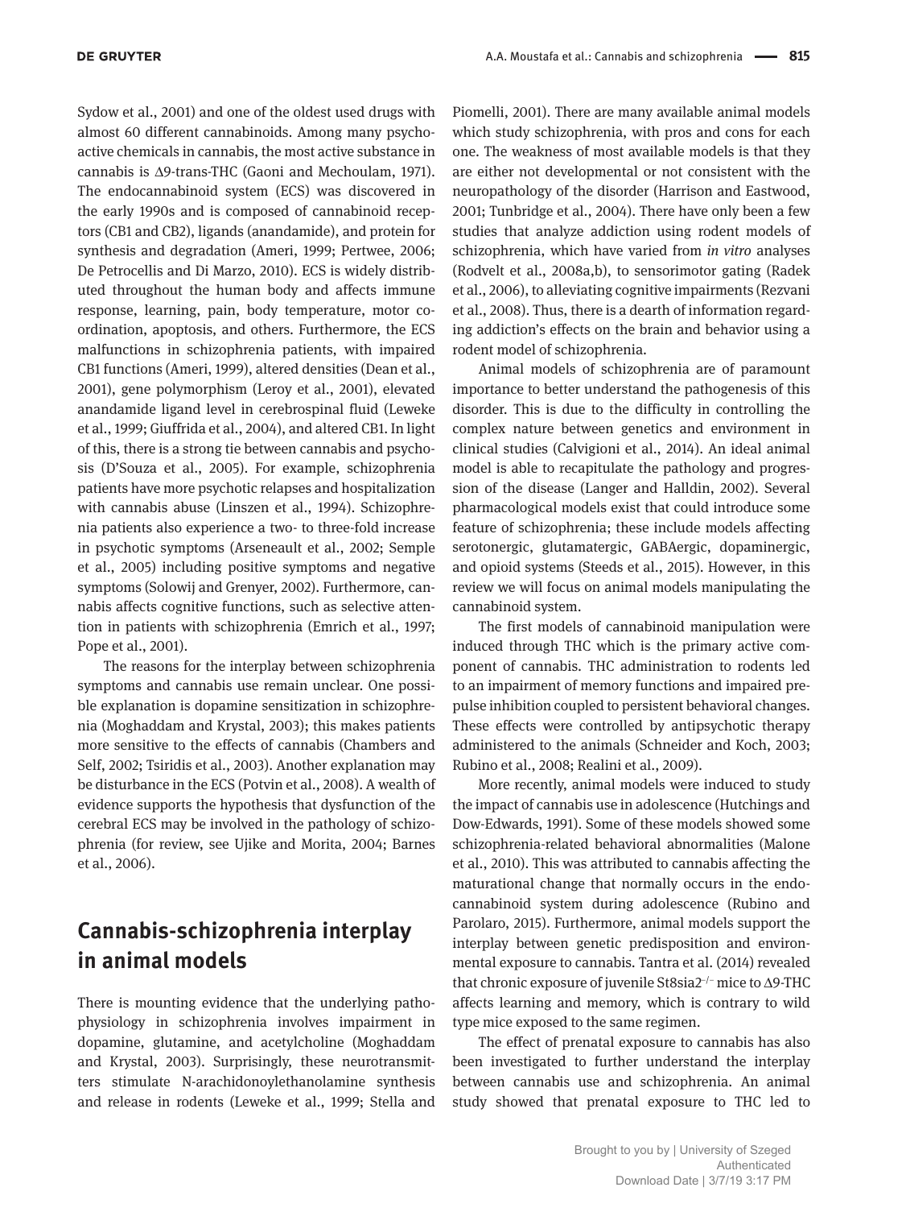Sydow et al., 2001) and one of the oldest used drugs with almost 60 different cannabinoids. Among many psychoactive chemicals in cannabis, the most active substance in cannabis is Δ9-trans-THC (Gaoni and Mechoulam, 1971). The endocannabinoid system (ECS) was discovered in the early 1990s and is composed of cannabinoid receptors (CB1 and CB2), ligands (anandamide), and protein for synthesis and degradation (Ameri, 1999; Pertwee, 2006; De Petrocellis and Di Marzo, 2010). ECS is widely distributed throughout the human body and affects immune response, learning, pain, body temperature, motor coordination, apoptosis, and others. Furthermore, the ECS malfunctions in schizophrenia patients, with impaired CB1 functions (Ameri, 1999), altered densities (Dean et al., 2001), gene polymorphism (Leroy et al., 2001), elevated anandamide ligand level in cerebrospinal fluid (Leweke et al., 1999; Giuffrida et al., 2004), and altered CB1. In light of this, there is a strong tie between cannabis and psychosis (D'Souza et al., 2005). For example, schizophrenia patients have more psychotic relapses and hospitalization with cannabis abuse (Linszen et al., 1994). Schizophrenia patients also experience a two- to three-fold increase in psychotic symptoms (Arseneault et al., 2002; Semple et al., 2005) including positive symptoms and negative symptoms (Solowij and Grenyer, 2002). Furthermore, cannabis affects cognitive functions, such as selective attention in patients with schizophrenia (Emrich et al., 1997; Pope et al., 2001).

The reasons for the interplay between schizophrenia symptoms and cannabis use remain unclear. One possible explanation is dopamine sensitization in schizophrenia (Moghaddam and Krystal, 2003); this makes patients more sensitive to the effects of cannabis (Chambers and Self, 2002; Tsiridis et al., 2003). Another explanation may be disturbance in the ECS (Potvin et al., 2008). A wealth of evidence supports the hypothesis that dysfunction of the cerebral ECS may be involved in the pathology of schizophrenia (for review, see Ujike and Morita, 2004; Barnes et al., 2006).

## Cannabis-schizophrenia interplay in animal models

There is mounting evidence that the underlying pathophysiology in schizophrenia involves impairment in dopamine, glutamine, and acetylcholine (Moghaddam and Krystal, 2003). Surprisingly, these neurotransmitters stimulate N-arachidonoylethanolamine synthesis and release in rodents (Leweke et al., 1999; Stella and Piomelli, 2001). There are many available animal models which study schizophrenia, with pros and cons for each one. The weakness of most available models is that they are either not developmental or not consistent with the neuropathology of the disorder (Harrison and Eastwood, 2001; Tunbridge et al., 2004). There have only been a few studies that analyze addiction using rodent models of schizophrenia, which have varied from *in vitro* analyses (Rodvelt et al., 2008a,b), to sensorimotor gating (Radek et al., 2006), to alleviating cognitive impairments (Rezvani et al., 2008). Thus, there is a dearth of information regarding addiction's effects on the brain and behavior using a rodent model of schizophrenia.

Animal models of schizophrenia are of paramount importance to better understand the pathogenesis of this disorder. This is due to the difficulty in controlling the complex nature between genetics and environment in clinical studies (Calvigioni et al., 2014). An ideal animal model is able to recapitulate the pathology and progression of the disease (Langer and Halldin, 2002). Several pharmacological models exist that could introduce some feature of schizophrenia; these include models affecting serotonergic, glutamatergic, GABAergic, dopaminergic, and opioid systems (Steeds et al., 2015). However, in this review we will focus on animal models manipulating the cannabinoid system.

The first models of cannabinoid manipulation were induced through THC which is the primary active component of cannabis. THC administration to rodents led to an impairment of memory functions and impaired prepulse inhibition coupled to persistent behavioral changes. These effects were controlled by antipsychotic therapy administered to the animals (Schneider and Koch, 2003; Rubino et al., 2008; Realini et al., 2009).

More recently, animal models were induced to study the impact of cannabis use in adolescence (Hutchings and Dow-Edwards, 1991). Some of these models showed some schizophrenia-related behavioral abnormalities (Malone et al., 2010). This was attributed to cannabis affecting the maturational change that normally occurs in the endocannabinoid system during adolescence (Rubino and Parolaro, 2015). Furthermore, animal models support the interplay between genetic predisposition and environmental exposure to cannabis. Tantra et al. (2014) revealed that chronic exposure of juvenile St8sia2$^{-/-}$ mice to Δ9-THC affects learning and memory, which is contrary to wild type mice exposed to the same regimen.

The effect of prenatal exposure to cannabis has also been investigated to further understand the interplay between cannabis use and schizophrenia. An animal study showed that prenatal exposure to THC led to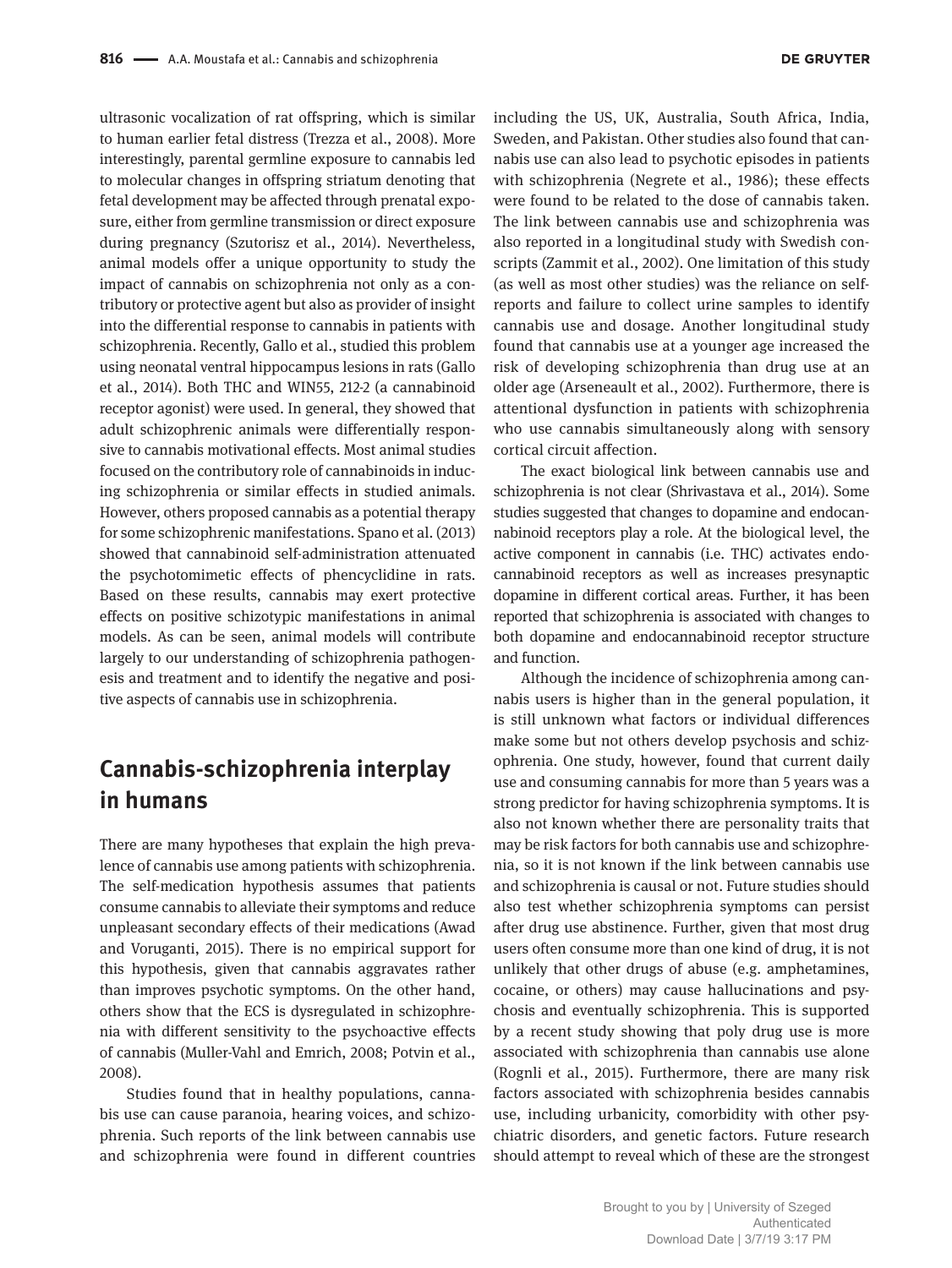ultrasonic vocalization of rat offspring, which is similar to human earlier fetal distress (Trezza et al., 2008). More interestingly, parental germline exposure to cannabis led to molecular changes in offspring striatum denoting that fetal development may be affected through prenatal exposure, either from germline transmission or direct exposure during pregnancy (Szutorisz et al., 2014). Nevertheless, animal models offer a unique opportunity to study the impact of cannabis on schizophrenia not only as a contributory or protective agent but also as provider of insight into the differential response to cannabis in patients with schizophrenia. Recently, Gallo et al., studied this problem using neonatal ventral hippocampus lesions in rats (Gallo et al., 2014). Both THC and WIN55, 212-2 (a cannabinoid receptor agonist) were used. In general, they showed that adult schizophrenic animals were differentially responsive to cannabis motivational effects. Most animal studies focused on the contributory role of cannabinoids in inducing schizophrenia or similar effects in studied animals. However, others proposed cannabis as a potential therapy for some schizophrenic manifestations. Spano et al. (2013) showed that cannabinoid self-administration attenuated the psychotomimetic effects of phencyclidine in rats. Based on these results, cannabis may exert protective effects on positive schizotypic manifestations in animal models. As can be seen, animal models will contribute largely to our understanding of schizophrenia pathogenesis and treatment and to identify the negative and positive aspects of cannabis use in schizophrenia.

## Cannabis-schizophrenia interplay in humans

There are many hypotheses that explain the high prevalence of cannabis use among patients with schizophrenia. The self-medication hypothesis assumes that patients consume cannabis to alleviate their symptoms and reduce unpleasant secondary effects of their medications (Awad and Voruganti, 2015). There is no empirical support for this hypothesis, given that cannabis aggravates rather than improves psychotic symptoms. On the other hand, others show that the ECS is dysregulated in schizophrenia with different sensitivity to the psychoactive effects of cannabis (Muller-Vahl and Emrich, 2008; Potvin et al., 2008).

Studies found that in healthy populations, cannabis use can cause paranoia, hearing voices, and schizophrenia. Such reports of the link between cannabis use and schizophrenia were found in different countries including the US, UK, Australia, South Africa, India, Sweden, and Pakistan. Other studies also found that cannabis use can also lead to psychotic episodes in patients with schizophrenia (Negrete et al., 1986); these effects were found to be related to the dose of cannabis taken. The link between cannabis use and schizophrenia was also reported in a longitudinal study with Swedish conscripts (Zammit et al., 2002). One limitation of this study (as well as most other studies) was the reliance on self-reports and failure to collect urine samples to identify cannabis use and dosage. Another longitudinal study found that cannabis use at a younger age increased the risk of developing schizophrenia than drug use at an older age (Arseneault et al., 2002). Furthermore, there is attentional dysfunction in patients with schizophrenia who use cannabis simultaneously along with sensory cortical circuit affection.

The exact biological link between cannabis use and schizophrenia is not clear (Shrivastava et al., 2014). Some studies suggested that changes to dopamine and endocannabinoid receptors play a role. At the biological level, the active component in cannabis (i.e. THC) activates endocannabinoid receptors as well as increases presynaptic dopamine in different cortical areas. Further, it has been reported that schizophrenia is associated with changes to both dopamine and endocannabinoid receptor structure and function.

Although the incidence of schizophrenia among cannabis users is higher than in the general population, it is still unknown what factors or individual differences make some but not others develop psychosis and schizophrenia. One study, however, found that current daily use and consuming cannabis for more than 5 years was a strong predictor for having schizophrenia symptoms. It is also not known whether there are personality traits that may be risk factors for both cannabis use and schizophrenia, so it is not known if the link between cannabis use and schizophrenia is causal or not. Future studies should also test whether schizophrenia symptoms can persist after drug use abstinence. Further, given that most drug users often consume more than one kind of drug, it is not unlikely that other drugs of abuse (e.g. amphetamines, cocaine, or others) may cause hallucinations and psychosis and eventually schizophrenia. This is supported by a recent study showing that poly drug use is more associated with schizophrenia than cannabis use alone (Rognli et al., 2015). Furthermore, there are many risk factors associated with schizophrenia besides cannabis use, including urbanicity, comorbidity with other psychiatric disorders, and genetic factors. Future research should attempt to reveal which of these are the strongest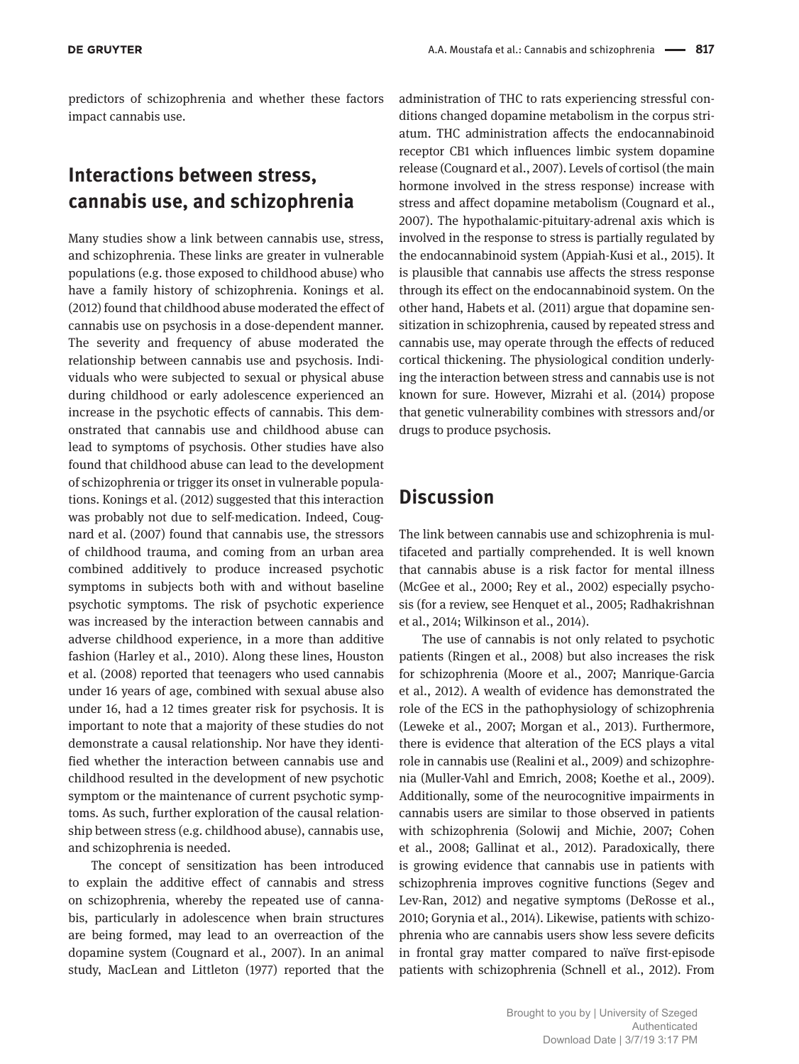predictors of schizophrenia and whether these factors impact cannabis use.

## Interactions between stress, cannabis use, and schizophrenia

Many studies show a link between cannabis use, stress, and schizophrenia. These links are greater in vulnerable populations (e.g. those exposed to childhood abuse) who have a family history of schizophrenia. Konings et al. (2012) found that childhood abuse moderated the effect of cannabis use on psychosis in a dose-dependent manner. The severity and frequency of abuse moderated the relationship between cannabis use and psychosis. Individuals who were subjected to sexual or physical abuse during childhood or early adolescence experienced an increase in the psychotic effects of cannabis. This demonstrated that cannabis use and childhood abuse can lead to symptoms of psychosis. Other studies have also found that childhood abuse can lead to the development of schizophrenia or trigger its onset in vulnerable populations. Konings et al. (2012) suggested that this interaction was probably not due to self-medication. Indeed, Cougnard et al. (2007) found that cannabis use, the stressors of childhood trauma, and coming from an urban area combined additively to produce increased psychotic symptoms in subjects both with and without baseline psychotic symptoms. The risk of psychotic experience was increased by the interaction between cannabis and adverse childhood experience, in a more than additive fashion (Harley et al., 2010). Along these lines, Houston et al. (2008) reported that teenagers who used cannabis under 16 years of age, combined with sexual abuse also under 16, had a 12 times greater risk for psychosis. It is important to note that a majority of these studies do not demonstrate a causal relationship. Nor have they identified whether the interaction between cannabis use and childhood resulted in the development of new psychotic symptom or the maintenance of current psychotic symptoms. As such, further exploration of the causal relationship between stress (e.g. childhood abuse), cannabis use, and schizophrenia is needed.

The concept of sensitization has been introduced to explain the additive effect of cannabis and stress on schizophrenia, whereby the repeated use of cannabis, particularly in adolescence when brain structures are being formed, may lead to an overreaction of the dopamine system (Cougnard et al., 2007). In an animal study, MacLean and Littleton (1977) reported that the administration of THC to rats experiencing stressful conditions changed dopamine metabolism in the corpus striatum. THC administration affects the endocannabinoid receptor CB1 which influences limbic system dopamine release (Cougnard et al., 2007). Levels of cortisol (the main hormone involved in the stress response) increase with stress and affect dopamine metabolism (Cougnard et al., 2007). The hypothalamic-pituitary-adrenal axis which is involved in the response to stress is partially regulated by the endocannabinoid system (Appiah-Kusi et al., 2015). It is plausible that cannabis use affects the stress response through its effect on the endocannabinoid system. On the other hand, Habets et al. (2011) argue that dopamine sensitization in schizophrenia, caused by repeated stress and cannabis use, may operate through the effects of reduced cortical thickening. The physiological condition underlying the interaction between stress and cannabis use is not known for sure. However, Mizrahi et al. (2014) propose that genetic vulnerability combines with stressors and/or drugs to produce psychosis.

## Discussion

The link between cannabis use and schizophrenia is multifaceted and partially comprehended. It is well known that cannabis abuse is a risk factor for mental illness (McGee et al., 2000; Rey et al., 2002) especially psychosis (for a review, see Henquet et al., 2005; Radhakrishnan et al., 2014; Wilkinson et al., 2014).

The use of cannabis is not only related to psychotic patients (Ringen et al., 2008) but also increases the risk for schizophrenia (Moore et al., 2007; Manrique-Garcia et al., 2012). A wealth of evidence has demonstrated the role of the ECS in the pathophysiology of schizophrenia (Leweke et al., 2007; Morgan et al., 2013). Furthermore, there is evidence that alteration of the ECS plays a vital role in cannabis use (Realini et al., 2009) and schizophrenia (Muller-Vahl and Emrich, 2008; Koethe et al., 2009). Additionally, some of the neurocognitive impairments in cannabis users are similar to those observed in patients with schizophrenia (Solowij and Michie, 2007; Cohen et al., 2008; Gallinat et al., 2012). Paradoxically, there is growing evidence that cannabis use in patients with schizophrenia improves cognitive functions (Segev and Lev-Ran, 2012) and negative symptoms (DeRosse et al., 2010; Gorynia et al., 2014). Likewise, patients with schizophrenia who are cannabis users show less severe deficits in frontal gray matter compared to naïve first-episode patients with schizophrenia (Schnell et al., 2012). From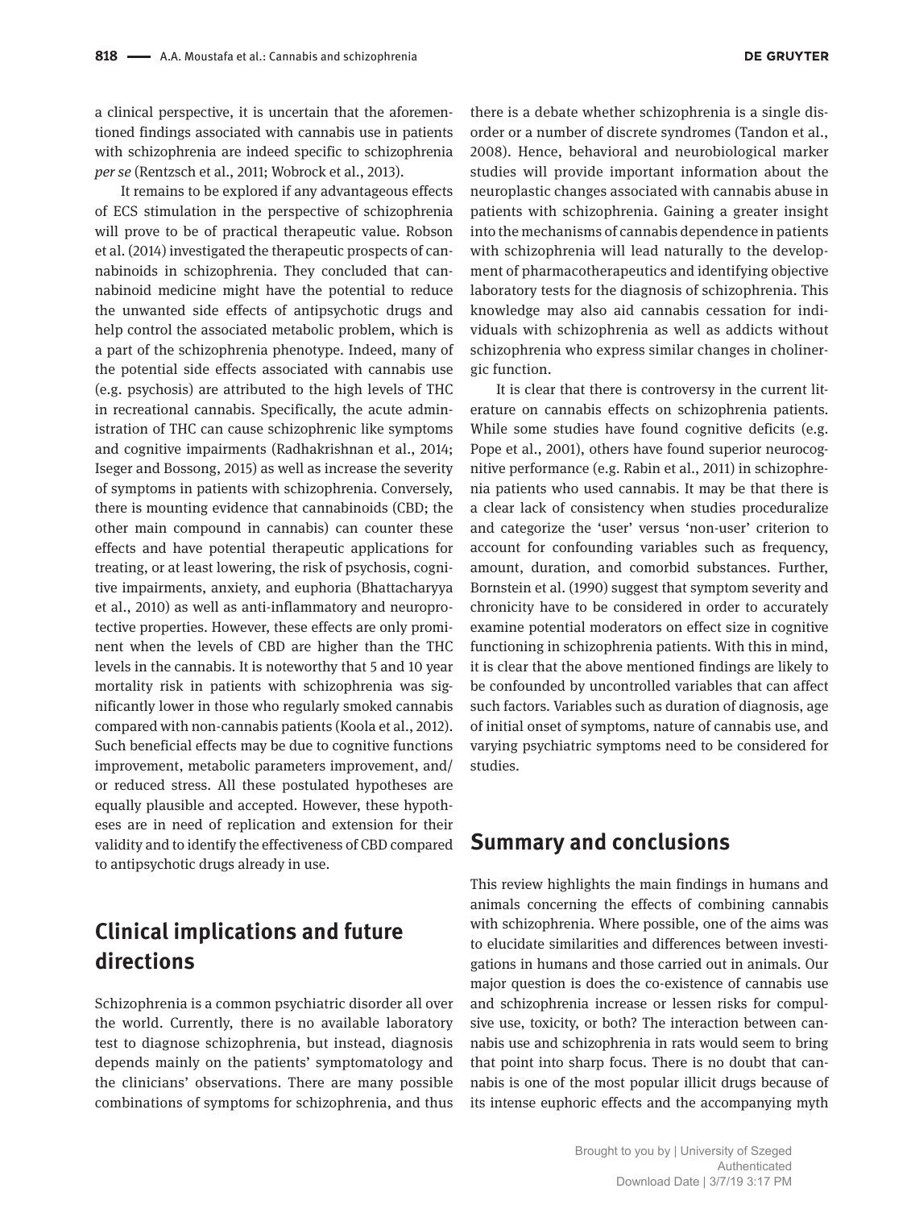a clinical perspective, it is uncertain that the aforementioned findings associated with cannabis use in patients with schizophrenia are indeed specific to schizophrenia *per se* (Rentzsch et al., 2011; Wobrock et al., 2013).

It remains to be explored if any advantageous effects of ECS stimulation in the perspective of schizophrenia will prove to be of practical therapeutic value. Robson et al. (2014) investigated the therapeutic prospects of cannabinoids in schizophrenia. They concluded that cannabinoid medicine might have the potential to reduce the unwanted side effects of antipsychotic drugs and help control the associated metabolic problem, which is a part of the schizophrenia phenotype. Indeed, many of the potential side effects associated with cannabis use (e.g. psychosis) are attributed to the high levels of THC in recreational cannabis. Specifically, the acute administration of THC can cause schizophrenic like symptoms and cognitive impairments (Radhakrishnan et al., 2014; Iseger and Bossong, 2015) as well as increase the severity of symptoms in patients with schizophrenia. Conversely, there is mounting evidence that cannabinoids (CBD; the other main compound in cannabis) can counter these effects and have potential therapeutic applications for treating, or at least lowering, the risk of psychosis, cognitive impairments, anxiety, and euphoria (Bhattacharyya et al., 2010) as well as anti-inflammatory and neuroprotective properties. However, these effects are only prominent when the levels of CBD are higher than the THC levels in the cannabis. It is noteworthy that 5 and 10 year mortality risk in patients with schizophrenia was significantly lower in those who regularly smoked cannabis compared with non-cannabis patients (Koola et al., 2012). Such beneficial effects may be due to cognitive functions improvement, metabolic parameters improvement, and/or reduced stress. All these postulated hypotheses are equally plausible and accepted. However, these hypotheses are in need of replication and extension for their validity and to identify the effectiveness of CBD compared to antipsychotic drugs already in use.

## Clinical implications and future directions

Schizophrenia is a common psychiatric disorder all over the world. Currently, there is no available laboratory test to diagnose schizophrenia, but instead, diagnosis depends mainly on the patients' symptomatology and the clinicians' observations. There are many possible combinations of symptoms for schizophrenia, and thus there is a debate whether schizophrenia is a single disorder or a number of discrete syndromes (Tandon et al., 2008). Hence, behavioral and neurobiological marker studies will provide important information about the neuroplastic changes associated with cannabis abuse in patients with schizophrenia. Gaining a greater insight into the mechanisms of cannabis dependence in patients with schizophrenia will lead naturally to the development of pharmacotherapeutics and identifying objective laboratory tests for the diagnosis of schizophrenia. This knowledge may also aid cannabis cessation for individuals with schizophrenia as well as addicts without schizophrenia who express similar changes in cholinergic function.

It is clear that there is controversy in the current literature on cannabis effects on schizophrenia patients. While some studies have found cognitive deficits (e.g. Pope et al., 2001), others have found superior neurocognitive performance (e.g. Rabin et al., 2011) in schizophrenia patients who used cannabis. It may be that there is a clear lack of consistency when studies proceduralize and categorize the 'user' versus 'non-user' criterion to account for confounding variables such as frequency, amount, duration, and comorbid substances. Further, Bornstein et al. (1990) suggest that symptom severity and chronicity have to be considered in order to accurately examine potential moderators on effect size in cognitive functioning in schizophrenia patients. With this in mind, it is clear that the above mentioned findings are likely to be confounded by uncontrolled variables that can affect such factors. Variables such as duration of diagnosis, age of initial onset of symptoms, nature of cannabis use, and varying psychiatric symptoms need to be considered for studies.

## Summary and conclusions

This review highlights the main findings in humans and animals concerning the effects of combining cannabis with schizophrenia. Where possible, one of the aims was to elucidate similarities and differences between investigations in humans and those carried out in animals. Our major question is does the co-existence of cannabis use and schizophrenia increase or lessen risks for compulsive use, toxicity, or both? The interaction between cannabis use and schizophrenia in rats would seem to bring that point into sharp focus. There is no doubt that cannabis is one of the most popular illicit drugs because of its intense euphoric effects and the accompanying myth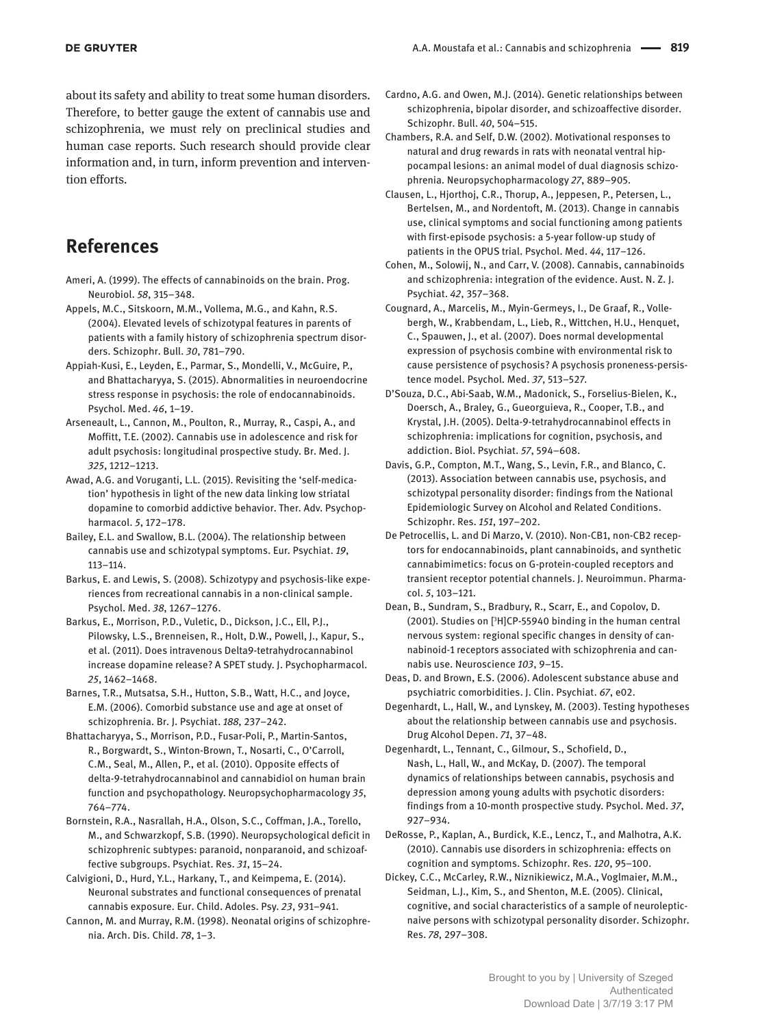about its safety and ability to treat some human disorders. Therefore, to better gauge the extent of cannabis use and schizophrenia, we must rely on preclinical studies and human case reports. Such research should provide clear information and, in turn, inform prevention and intervention efforts.

## References

Ameri, A. (1999). The effects of cannabinoids on the brain. Prog. Neurobiol. *58*, 315–348.

Appels, M.C., Sitskoorn, M.M., Vollema, M.G., and Kahn, R.S. (2004). Elevated levels of schizotypal features in parents of patients with a family history of schizophrenia spectrum disorders. Schizophr. Bull. *30*, 781–790.

Appiah-Kusi, E., Leyden, E., Parmar, S., Mondelli, V., McGuire, P., and Bhattacharyya, S. (2015). Abnormalities in neuroendocrine stress response in psychosis: the role of endocannabinoids. Psychol. Med. *46*, 1–19.

Arseneault, L., Cannon, M., Poulton, R., Murray, R., Caspi, A., and Moffitt, T.E. (2002). Cannabis use in adolescence and risk for adult psychosis: longitudinal prospective study. Br. Med. J. *325*, 1212–1213.

Awad, A.G. and Voruganti, L.L. (2015). Revisiting the 'self-medication' hypothesis in light of the new data linking low striatal dopamine to comorbid addictive behavior. Ther. Adv. Psychopharmacol. *5*, 172–178.

Bailey, E.L. and Swallow, B.L. (2004). The relationship between cannabis use and schizotypal symptoms. Eur. Psychiat. *19*, 113–114.

Barkus, E. and Lewis, S. (2008). Schizotypy and psychosis-like experiences from recreational cannabis in a non-clinical sample. Psychol. Med. *38*, 1267–1276.

Barkus, E., Morrison, P.D., Vuletic, D., Dickson, J.C., Ell, P.J., Pilowsky, L.S., Brenneisen, R., Holt, D.W., Powell, J., Kapur, S., et al. (2011). Does intravenous Delta9-tetrahydrocannabinol increase dopamine release? A SPET study. J. Psychopharmacol. *25*, 1462–1468.

Barnes, T.R., Mutsatsa, S.H., Hutton, S.B., Watt, H.C., and Joyce, E.M. (2006). Comorbid substance use and age at onset of schizophrenia. Br. J. Psychiat. *188*, 237–242.

Bhattacharyya, S., Morrison, P.D., Fusar-Poli, P., Martin-Santos, R., Borgwardt, S., Winton-Brown, T., Nosarti, C., O'Carroll, C.M., Seal, M., Allen, P., et al. (2010). Opposite effects of delta-9-tetrahydrocannabinol and cannabidiol on human brain function and psychopathology. Neuropsychopharmacology *35*, 764–774.

Bornstein, R.A., Nasrallah, H.A., Olson, S.C., Coffman, J.A., Torello, M., and Schwarzkopf, S.B. (1990). Neuropsychological deficit in schizophrenic subtypes: paranoid, nonparanoid, and schizoaffective subgroups. Psychiat. Res. *31*, 15–24.

Calvigioni, D., Hurd, Y.L., Harkany, T., and Keimpema, E. (2014). Neuronal substrates and functional consequences of prenatal cannabis exposure. Eur. Child. Adoles. Psy. *23*, 931–941.

Cannon, M. and Murray, R.M. (1998). Neonatal origins of schizophrenia. Arch. Dis. Child. *78*, 1–3.

Cardno, A.G. and Owen, M.J. (2014). Genetic relationships between schizophrenia, bipolar disorder, and schizoaffective disorder. Schizophr. Bull. *40*, 504–515.

Chambers, R.A. and Self, D.W. (2002). Motivational responses to natural and drug rewards in rats with neonatal ventral hippocampal lesions: an animal model of dual diagnosis schizophrenia. Neuropsychopharmacology *27*, 889–905.

Clausen, L., Hjorthoj, C.R., Thorup, A., Jeppesen, P., Petersen, L., Bertelsen, M., and Nordentoft, M. (2013). Change in cannabis use, clinical symptoms and social functioning among patients with first-episode psychosis: a 5-year follow-up study of patients in the OPUS trial. Psychol. Med. *44*, 117–126.

Cohen, M., Solowij, N., and Carr, V. (2008). Cannabis, cannabinoids and schizophrenia: integration of the evidence. Aust. N. Z. J. Psychiat. *42*, 357–368.

Cougnard, A., Marcelis, M., Myin-Germeys, I., De Graaf, R., Vollebergh, W., Krabbendam, L., Lieb, R., Wittchen, H.U., Henquet, C., Spauwen, J., et al. (2007). Does normal developmental expression of psychosis combine with environmental risk to cause persistence of psychosis? A psychosis proneness-persistence model. Psychol. Med. *37*, 513–527.

D'Souza, D.C., Abi-Saab, W.M., Madonick, S., Forselius-Bielen, K., Doersch, A., Braley, G., Gueorguieva, R., Cooper, T.B., and Krystal, J.H. (2005). Delta-9-tetrahydrocannabinol effects in schizophrenia: implications for cognition, psychosis, and addiction. Biol. Psychiat. *57*, 594–608.

Davis, G.P., Compton, M.T., Wang, S., Levin, F.R., and Blanco, C. (2013). Association between cannabis use, psychosis, and schizotypal personality disorder: findings from the National Epidemiologic Survey on Alcohol and Related Conditions. Schizophr. Res. *151*, 197–202.

De Petrocellis, L. and Di Marzo, V. (2010). Non-CB1, non-CB2 receptors for endocannabinoids, plant cannabinoids, and synthetic cannabimimetics: focus on G-protein-coupled receptors and transient receptor potential channels. J. Neuroimmun. Pharmacol. *5*, 103–121.

Dean, B., Sundram, S., Bradbury, R., Scarr, E., and Copolov, D. (2001). Studies on [$^3$H]CP-55940 binding in the human central nervous system: regional specific changes in density of cannabinoid-1 receptors associated with schizophrenia and cannabis use. Neuroscience *103*, 9–15.

Deas, D. and Brown, E.S. (2006). Adolescent substance abuse and psychiatric comorbidities. J. Clin. Psychiat. *67*, e02.

Degenhardt, L., Hall, W., and Lynskey, M. (2003). Testing hypotheses about the relationship between cannabis use and psychosis. Drug Alcohol Depen. *71*, 37–48.

Degenhardt, L., Tennant, C., Gilmour, S., Schofield, D., Nash, L., Hall, W., and McKay, D. (2007). The temporal dynamics of relationships between cannabis, psychosis and depression among young adults with psychotic disorders: findings from a 10-month prospective study. Psychol. Med. *37*, 927–934.

DeRosse, P., Kaplan, A., Burdick, K.E., Lencz, T., and Malhotra, A.K. (2010). Cannabis use disorders in schizophrenia: effects on cognition and symptoms. Schizophr. Res. *120*, 95–100.

Dickey, C.C., McCarley, R.W., Niznikiewicz, M.A., Voglmaier, M.M., Seidman, L.J., Kim, S., and Shenton, M.E. (2005). Clinical, cognitive, and social characteristics of a sample of neuroleptic-naive persons with schizotypal personality disorder. Schizophr. Res. *78*, 297–308.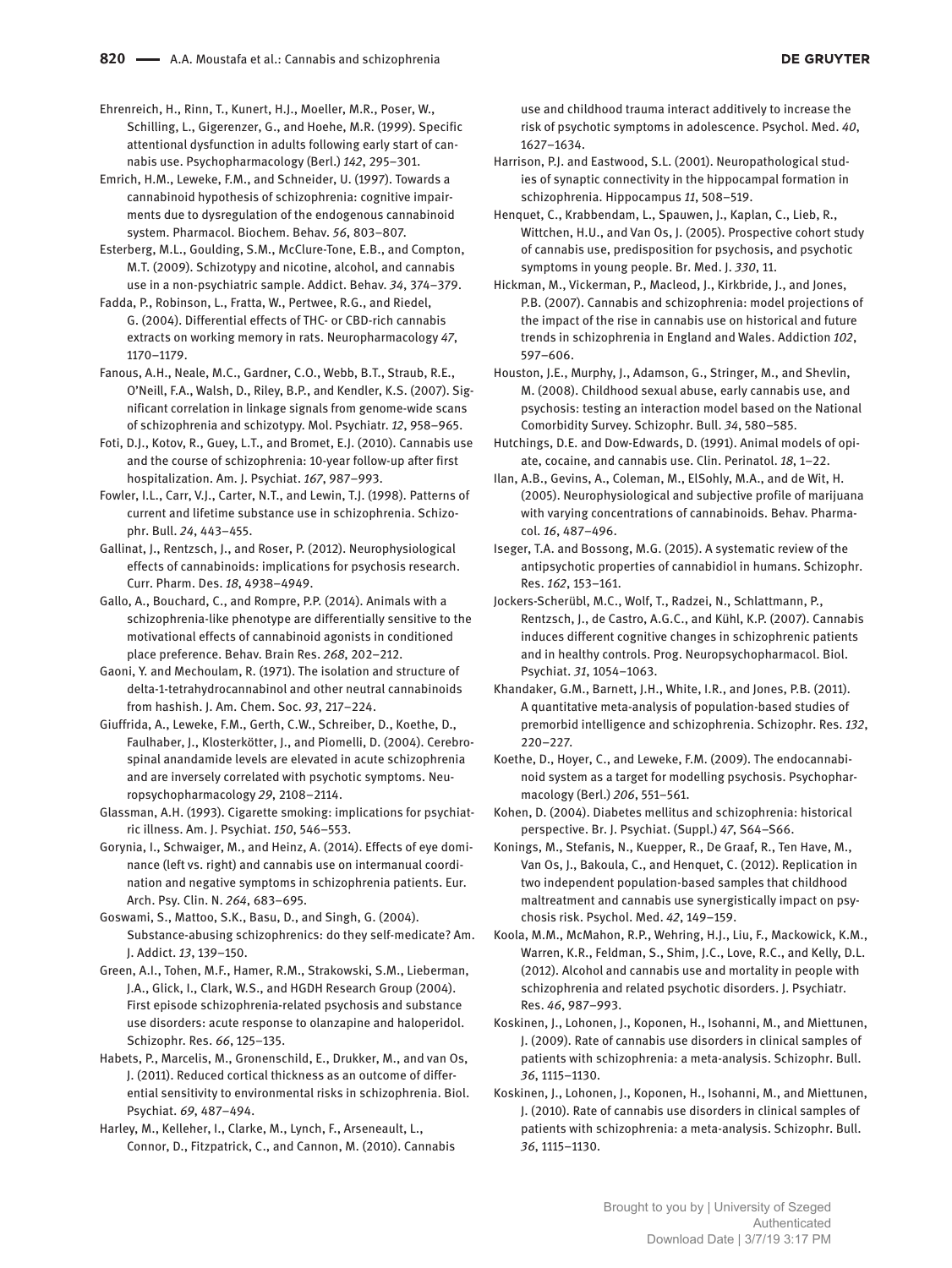Ehrenreich, H., Rinn, T., Kunert, H.J., Moeller, M.R., Poser, W., Schilling, L., Gigerenzer, G., and Hoehe, M.R. (1999). Specific attentional dysfunction in adults following early start of cannabis use. Psychopharmacology (Berl.) *142*, 295–301.

Emrich, H.M., Leweke, F.M., and Schneider, U. (1997). Towards a cannabinoid hypothesis of schizophrenia: cognitive impairments due to dysregulation of the endogenous cannabinoid system. Pharmacol. Biochem. Behav. *56*, 803–807.

Esterberg, M.L., Goulding, S.M., McClure-Tone, E.B., and Compton, M.T. (2009). Schizotypy and nicotine, alcohol, and cannabis use in a non-psychiatric sample. Addict. Behav. *34*, 374–379.

Fadda, P., Robinson, L., Fratta, W., Pertwee, R.G., and Riedel, G. (2004). Differential effects of THC- or CBD-rich cannabis extracts on working memory in rats. Neuropharmacology *47*, 1170–1179.

Fanous, A.H., Neale, M.C., Gardner, C.O., Webb, B.T., Straub, R.E., O'Neill, F.A., Walsh, D., Riley, B.P., and Kendler, K.S. (2007). Significant correlation in linkage signals from genome-wide scans of schizophrenia and schizotypy. Mol. Psychiatr. *12*, 958–965.

Foti, D.J., Kotov, R., Guey, L.T., and Bromet, E.J. (2010). Cannabis use and the course of schizophrenia: 10-year follow-up after first hospitalization. Am. J. Psychiat. *167*, 987–993.

Fowler, I.L., Carr, V.J., Carter, N.T., and Lewin, T.J. (1998). Patterns of current and lifetime substance use in schizophrenia. Schizophr. Bull. *24*, 443–455.

Gallinat, J., Rentzsch, J., and Roser, P. (2012). Neurophysiological effects of cannabinoids: implications for psychosis research. Curr. Pharm. Des. *18*, 4938–4949.

Gallo, A., Bouchard, C., and Rompre, P.P. (2014). Animals with a schizophrenia-like phenotype are differentially sensitive to the motivational effects of cannabinoid agonists in conditioned place preference. Behav. Brain Res. *268*, 202–212.

Gaoni, Y. and Mechoulam, R. (1971). The isolation and structure of delta-1-tetrahydrocannabinol and other neutral cannabinoids from hashish. J. Am. Chem. Soc. *93*, 217–224.

Giuffrida, A., Leweke, F.M., Gerth, C.W., Schreiber, D., Koethe, D., Faulhaber, J., Klosterkötter, J., and Piomelli, D. (2004). Cerebrospinal anandamide levels are elevated in acute schizophrenia and are inversely correlated with psychotic symptoms. Neuropsychopharmacology *29*, 2108–2114.

Glassman, A.H. (1993). Cigarette smoking: implications for psychiatric illness. Am. J. Psychiat. *150*, 546–553.

Gorynia, I., Schwaiger, M., and Heinz, A. (2014). Effects of eye dominance (left vs. right) and cannabis use on intermanual coordination and negative symptoms in schizophrenia patients. Eur. Arch. Psy. Clin. N. *264*, 683–695.

Goswami, S., Mattoo, S.K., Basu, D., and Singh, G. (2004). Substance-abusing schizophrenics: do they self-medicate? Am. J. Addict. *13*, 139–150.

Green, A.I., Tohen, M.F., Hamer, R.M., Strakowski, S.M., Lieberman, J.A., Glick, I., Clark, W.S., and HGDH Research Group (2004). First episode schizophrenia-related psychosis and substance use disorders: acute response to olanzapine and haloperidol. Schizophr. Res. *66*, 125–135.

Habets, P., Marcelis, M., Gronenschild, E., Drukker, M., and van Os, J. (2011). Reduced cortical thickness as an outcome of differential sensitivity to environmental risks in schizophrenia. Biol. Psychiat. *69*, 487–494.

Harley, M., Kelleher, I., Clarke, M., Lynch, F., Arseneault, L., Connor, D., Fitzpatrick, C., and Cannon, M. (2010). Cannabis use and childhood trauma interact additively to increase the risk of psychotic symptoms in adolescence. Psychol. Med. *40*, 1627–1634.

Harrison, P.J. and Eastwood, S.L. (2001). Neuropathological studies of synaptic connectivity in the hippocampal formation in schizophrenia. Hippocampus *11*, 508–519.

Henquet, C., Krabbendam, L., Spauwen, J., Kaplan, C., Lieb, R., Wittchen, H.U., and Van Os, J. (2005). Prospective cohort study of cannabis use, predisposition for psychosis, and psychotic symptoms in young people. Br. Med. J. *330*, 11.

Hickman, M., Vickerman, P., Macleod, J., Kirkbride, J., and Jones, P.B. (2007). Cannabis and schizophrenia: model projections of the impact of the rise in cannabis use on historical and future trends in schizophrenia in England and Wales. Addiction *102*, 597–606.

Houston, J.E., Murphy, J., Adamson, G., Stringer, M., and Shevlin, M. (2008). Childhood sexual abuse, early cannabis use, and psychosis: testing an interaction model based on the National Comorbidity Survey. Schizophr. Bull. *34*, 580–585.

Hutchings, D.E. and Dow-Edwards, D. (1991). Animal models of opiate, cocaine, and cannabis use. Clin. Perinatol. *18*, 1–22.

Ilan, A.B., Gevins, A., Coleman, M., ElSohly, M.A., and de Wit, H. (2005). Neurophysiological and subjective profile of marijuana with varying concentrations of cannabinoids. Behav. Pharmacol. *16*, 487–496.

Iseger, T.A. and Bossong, M.G. (2015). A systematic review of the antipsychotic properties of cannabidiol in humans. Schizophr. Res. *162*, 153–161.

Jockers-Scherübl, M.C., Wolf, T., Radzei, N., Schlattmann, P., Rentzsch, J., de Castro, A.G.C., and Kühl, K.P. (2007). Cannabis induces different cognitive changes in schizophrenic patients and in healthy controls. Prog. Neuropsychopharmacol. Biol. Psychiat. *31*, 1054–1063.

Khandaker, G.M., Barnett, J.H., White, I.R., and Jones, P.B. (2011). A quantitative meta-analysis of population-based studies of premorbid intelligence and schizophrenia. Schizophr. Res. *132*, 220–227.

Koethe, D., Hoyer, C., and Leweke, F.M. (2009). The endocannabinoid system as a target for modelling psychosis. Psychopharmacology (Berl.) *206*, 551–561.

Kohen, D. (2004). Diabetes mellitus and schizophrenia: historical perspective. Br. J. Psychiat. (Suppl.) *47*, S64–S66.

Konings, M., Stefanis, N., Kuepper, R., De Graaf, R., Ten Have, M., Van Os, J., Bakoula, C., and Henquet, C. (2012). Replication in two independent population-based samples that childhood maltreatment and cannabis use synergistically impact on psychosis risk. Psychol. Med. *42*, 149–159.

Koola, M.M., McMahon, R.P., Wehring, H.J., Liu, F., Mackowick, K.M., Warren, K.R., Feldman, S., Shim, J.C., Love, R.C., and Kelly, D.L. (2012). Alcohol and cannabis use and mortality in people with schizophrenia and related psychotic disorders. J. Psychiatr. Res. *46*, 987–993.

Koskinen, J., Lohonen, J., Koponen, H., Isohanni, M., and Miettunen, J. (2009). Rate of cannabis use disorders in clinical samples of patients with schizophrenia: a meta-analysis. Schizophr. Bull. *36*, 1115–1130.

Koskinen, J., Lohonen, J., Koponen, H., Isohanni, M., and Miettunen, J. (2010). Rate of cannabis use disorders in clinical samples of patients with schizophrenia: a meta-analysis. Schizophr. Bull. *36*, 1115–1130.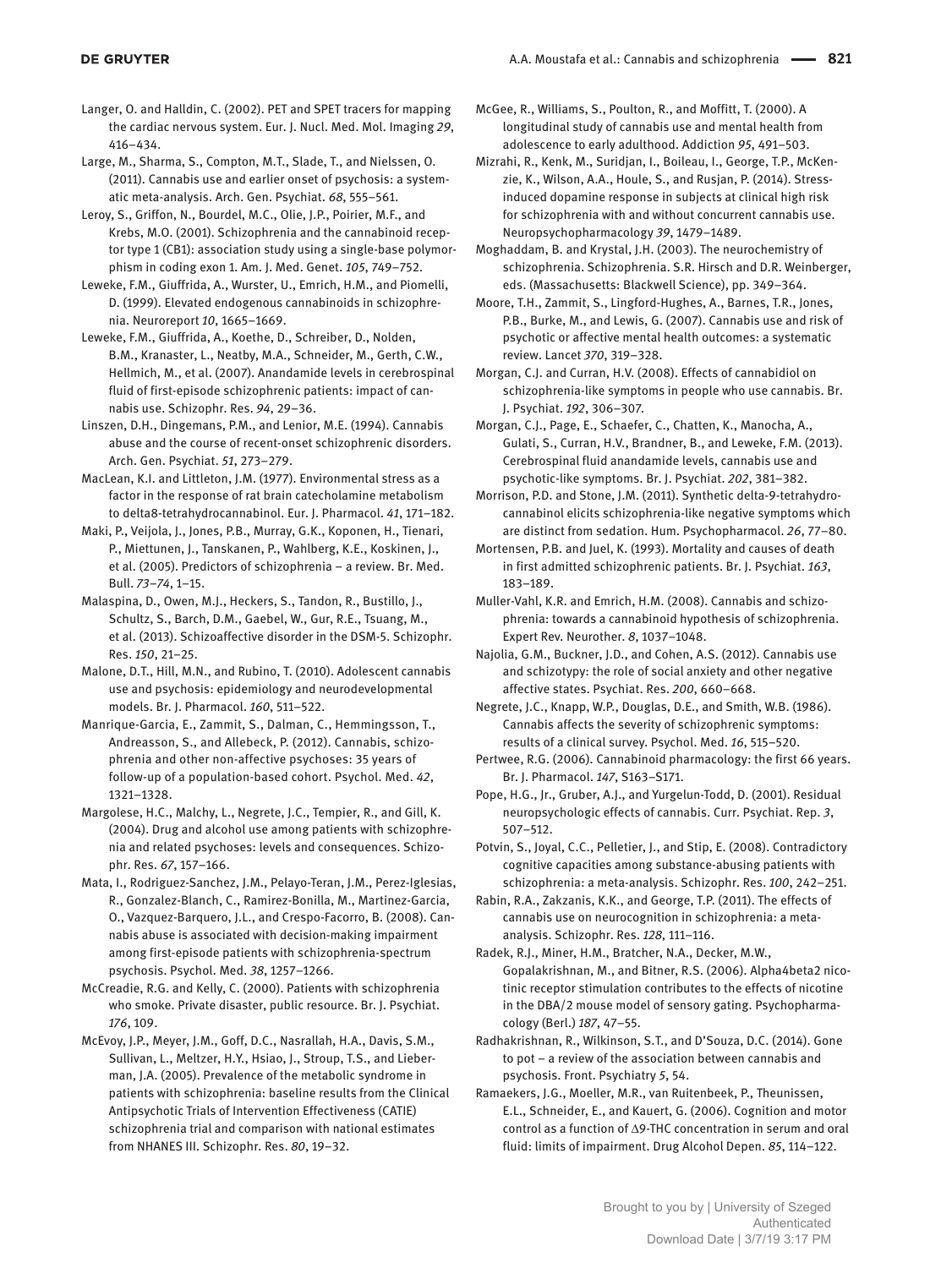Langer, O. and Halldin, C. (2002). PET and SPET tracers for mapping the cardiac nervous system. Eur. J. Nucl. Med. Mol. Imaging *29*, 416–434.

Large, M., Sharma, S., Compton, M.T., Slade, T., and Nielssen, O. (2011). Cannabis use and earlier onset of psychosis: a systematic meta-analysis. Arch. Gen. Psychiat. *68*, 555–561.

Leroy, S., Griffon, N., Bourdel, M.C., Olie, J.P., Poirier, M.F., and Krebs, M.O. (2001). Schizophrenia and the cannabinoid receptor type 1 (CB1): association study using a single-base polymorphism in coding exon 1. Am. J. Med. Genet. *105*, 749–752.

Leweke, F.M., Giuffrida, A., Wurster, U., Emrich, H.M., and Piomelli, D. (1999). Elevated endogenous cannabinoids in schizophrenia. Neuroreport *10*, 1665–1669.

Leweke, F.M., Giuffrida, A., Koethe, D., Schreiber, D., Nolden, B.M., Kranaster, L., Neatby, M.A., Schneider, M., Gerth, C.W., Hellmich, M., et al. (2007). Anandamide levels in cerebrospinal fluid of first-episode schizophrenic patients: impact of cannabis use. Schizophr. Res. *94*, 29–36.

Linszen, D.H., Dingemans, P.M., and Lenior, M.E. (1994). Cannabis abuse and the course of recent-onset schizophrenic disorders. Arch. Gen. Psychiat. *51*, 273–279.

MacLean, K.I. and Littleton, J.M. (1977). Environmental stress as a factor in the response of rat brain catecholamine metabolism to delta8-tetrahydrocannabinol. Eur. J. Pharmacol. *41*, 171–182.

Maki, P., Veijola, J., Jones, P.B., Murray, G.K., Koponen, H., Tienari, P., Miettunen, J., Tanskanen, P., Wahlberg, K.E., Koskinen, J., et al. (2005). Predictors of schizophrenia – a review. Br. Med. Bull. *73–74*, 1–15.

Malaspina, D., Owen, M.J., Heckers, S., Tandon, R., Bustillo, J., Schultz, S., Barch, D.M., Gaebel, W., Gur, R.E., Tsuang, M., et al. (2013). Schizoaffective disorder in the DSM-5. Schizophr. Res. *150*, 21–25.

Malone, D.T., Hill, M.N., and Rubino, T. (2010). Adolescent cannabis use and psychosis: epidemiology and neurodevelopmental models. Br. J. Pharmacol. *160*, 511–522.

Manrique-Garcia, E., Zammit, S., Dalman, C., Hemmingsson, T., Andreasson, S., and Allebeck, P. (2012). Cannabis, schizophrenia and other non-affective psychoses: 35 years of follow-up of a population-based cohort. Psychol. Med. *42*, 1321–1328.

Margolese, H.C., Malchy, L., Negrete, J.C., Tempier, R., and Gill, K. (2004). Drug and alcohol use among patients with schizophrenia and related psychoses: levels and consequences. Schizophr. Res. *67*, 157–166.

Mata, I., Rodriguez-Sanchez, J.M., Pelayo-Teran, J.M., Perez-Iglesias, R., Gonzalez-Blanch, C., Ramirez-Bonilla, M., Martinez-Garcia, O., Vazquez-Barquero, J.L., and Crespo-Facorro, B. (2008). Cannabis abuse is associated with decision-making impairment among first-episode patients with schizophrenia-spectrum psychosis. Psychol. Med. *38*, 1257–1266.

McCreadie, R.G. and Kelly, C. (2000). Patients with schizophrenia who smoke. Private disaster, public resource. Br. J. Psychiat. *176*, 109.

McEvoy, J.P., Meyer, J.M., Goff, D.C., Nasrallah, H.A., Davis, S.M., Sullivan, L., Meltzer, H.Y., Hsiao, J., Stroup, T.S., and Lieberman, J.A. (2005). Prevalence of the metabolic syndrome in patients with schizophrenia: baseline results from the Clinical Antipsychotic Trials of Intervention Effectiveness (CATIE) schizophrenia trial and comparison with national estimates from NHANES III. Schizophr. Res. *80*, 19–32.

McGee, R., Williams, S., Poulton, R., and Moffitt, T. (2000). A longitudinal study of cannabis use and mental health from adolescence to early adulthood. Addiction *95*, 491–503.

Mizrahi, R., Kenk, M., Suridjan, I., Boileau, I., George, T.P., McKenzie, K., Wilson, A.A., Houle, S., and Rusjan, P. (2014). Stress-induced dopamine response in subjects at clinical high risk for schizophrenia with and without concurrent cannabis use. Neuropsychopharmacology *39*, 1479–1489.

Moghaddam, B. and Krystal, J.H. (2003). The neurochemistry of schizophrenia. Schizophrenia. S.R. Hirsch and D.R. Weinberger, eds. (Massachusetts: Blackwell Science), pp. 349–364.

Moore, T.H., Zammit, S., Lingford-Hughes, A., Barnes, T.R., Jones, P.B., Burke, M., and Lewis, G. (2007). Cannabis use and risk of psychotic or affective mental health outcomes: a systematic review. Lancet *370*, 319–328.

Morgan, C.J. and Curran, H.V. (2008). Effects of cannabidiol on schizophrenia-like symptoms in people who use cannabis. Br. J. Psychiat. *192*, 306–307.

Morgan, C.J., Page, E., Schaefer, C., Chatten, K., Manocha, A., Gulati, S., Curran, H.V., Brandner, B., and Leweke, F.M. (2013). Cerebrospinal fluid anandamide levels, cannabis use and psychotic-like symptoms. Br. J. Psychiat. *202*, 381–382.

Morrison, P.D. and Stone, J.M. (2011). Synthetic delta-9-tetrahydrocannabinol elicits schizophrenia-like negative symptoms which are distinct from sedation. Hum. Psychopharmacol. *26*, 77–80.

Mortensen, P.B. and Juel, K. (1993). Mortality and causes of death in first admitted schizophrenic patients. Br. J. Psychiat. *163*, 183–189.

Muller-Vahl, K.R. and Emrich, H.M. (2008). Cannabis and schizophrenia: towards a cannabinoid hypothesis of schizophrenia. Expert Rev. Neurother. *8*, 1037–1048.

Najolia, G.M., Buckner, J.D., and Cohen, A.S. (2012). Cannabis use and schizotypy: the role of social anxiety and other negative affective states. Psychiat. Res. *200*, 660–668.

Negrete, J.C., Knapp, W.P., Douglas, D.E., and Smith, W.B. (1986). Cannabis affects the severity of schizophrenic symptoms: results of a clinical survey. Psychol. Med. *16*, 515–520.

Pertwee, R.G. (2006). Cannabinoid pharmacology: the first 66 years. Br. J. Pharmacol. *147*, S163–S171.

Pope, H.G., Jr., Gruber, A.J., and Yurgelun-Todd, D. (2001). Residual neuropsychologic effects of cannabis. Curr. Psychiat. Rep. *3*, 507–512.

Potvin, S., Joyal, C.C., Pelletier, J., and Stip, E. (2008). Contradictory cognitive capacities among substance-abusing patients with schizophrenia: a meta-analysis. Schizophr. Res. *100*, 242–251.

Rabin, R.A., Zakzanis, K.K., and George, T.P. (2011). The effects of cannabis use on neurocognition in schizophrenia: a meta-analysis. Schizophr. Res. *128*, 111–116.

Radek, R.J., Miner, H.M., Bratcher, N.A., Decker, M.W., Gopalakrishnan, M., and Bitner, R.S. (2006). Alpha4beta2 nicotinic receptor stimulation contributes to the effects of nicotine in the DBA/2 mouse model of sensory gating. Psychopharmacology (Berl.) *187*, 47–55.

Radhakrishnan, R., Wilkinson, S.T., and D'Souza, D.C. (2014). Gone to pot – a review of the association between cannabis and psychosis. Front. Psychiatry *5*, 54.

Ramaekers, J.G., Moeller, M.R., van Ruitenbeek, P., Theunissen, E.L., Schneider, E., and Kauert, G. (2006). Cognition and motor control as a function of Δ9-THC concentration in serum and oral fluid: limits of impairment. Drug Alcohol Depen. *85*, 114–122.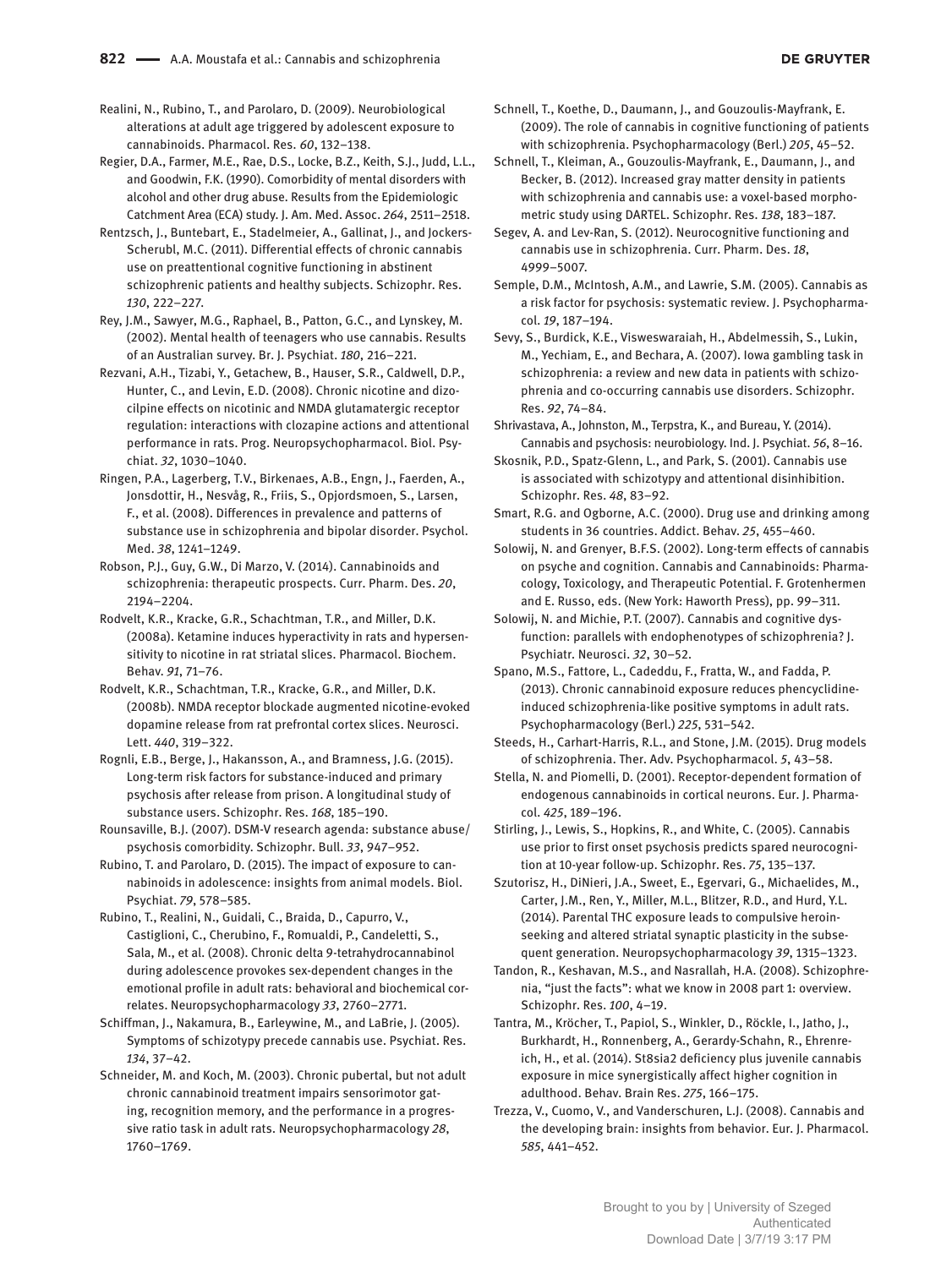Realini, N., Rubino, T., and Parolaro, D. (2009). Neurobiological alterations at adult age triggered by adolescent exposure to cannabinoids. Pharmacol. Res. *60*, 132–138.

Regier, D.A., Farmer, M.E., Rae, D.S., Locke, B.Z., Keith, S.J., Judd, L.L., and Goodwin, F.K. (1990). Comorbidity of mental disorders with alcohol and other drug abuse. Results from the Epidemiologic Catchment Area (ECA) study. J. Am. Med. Assoc. *264*, 2511–2518.

Rentzsch, J., Buntebart, E., Stadelmeier, A., Gallinat, J., and Jockers-Scherubl, M.C. (2011). Differential effects of chronic cannabis use on preattentional cognitive functioning in abstinent schizophrenic patients and healthy subjects. Schizophr. Res. *130*, 222–227.

Rey, J.M., Sawyer, M.G., Raphael, B., Patton, G.C., and Lynskey, M. (2002). Mental health of teenagers who use cannabis. Results of an Australian survey. Br. J. Psychiat. *180*, 216–221.

Rezvani, A.H., Tizabi, Y., Getachew, B., Hauser, S.R., Caldwell, D.P., Hunter, C., and Levin, E.D. (2008). Chronic nicotine and dizocilpine effects on nicotinic and NMDA glutamatergic receptor regulation: interactions with clozapine actions and attentional performance in rats. Prog. Neuropsychopharmacol. Biol. Psychiat. *32*, 1030–1040.

Ringen, P.A., Lagerberg, T.V., Birkenaes, A.B., Engn, J., Faerden, A., Jonsdottir, H., Nesvåg, R., Friis, S., Opjordsmoen, S., Larsen, F., et al. (2008). Differences in prevalence and patterns of substance use in schizophrenia and bipolar disorder. Psychol. Med. *38*, 1241–1249.

Robson, P.J., Guy, G.W., Di Marzo, V. (2014). Cannabinoids and schizophrenia: therapeutic prospects. Curr. Pharm. Des. *20*, 2194–2204.

Rodvelt, K.R., Kracke, G.R., Schachtman, T.R., and Miller, D.K. (2008a). Ketamine induces hyperactivity in rats and hypersensitivity to nicotine in rat striatal slices. Pharmacol. Biochem. Behav. *91*, 71–76.

Rodvelt, K.R., Schachtman, T.R., Kracke, G.R., and Miller, D.K. (2008b). NMDA receptor blockade augmented nicotine-evoked dopamine release from rat prefrontal cortex slices. Neurosci. Lett. *440*, 319–322.

Rognli, E.B., Berge, J., Hakansson, A., and Bramness, J.G. (2015). Long-term risk factors for substance-induced and primary psychosis after release from prison. A longitudinal study of substance users. Schizophr. Res. *168*, 185–190.

Rounsaville, B.J. (2007). DSM-V research agenda: substance abuse/psychosis comorbidity. Schizophr. Bull. *33*, 947–952.

Rubino, T. and Parolaro, D. (2015). The impact of exposure to cannabinoids in adolescence: insights from animal models. Biol. Psychiat. *79*, 578–585.

Rubino, T., Realini, N., Guidali, C., Braida, D., Capurro, V., Castiglioni, C., Cherubino, F., Romualdi, P., Candeletti, S., Sala, M., et al. (2008). Chronic delta 9-tetrahydrocannabinol during adolescence provokes sex-dependent changes in the emotional profile in adult rats: behavioral and biochemical correlates. Neuropsychopharmacology *33*, 2760–2771.

Schiffman, J., Nakamura, B., Earleywine, M., and LaBrie, J. (2005). Symptoms of schizotypy precede cannabis use. Psychiat. Res. *134*, 37–42.

Schneider, M. and Koch, M. (2003). Chronic pubertal, but not adult chronic cannabinoid treatment impairs sensorimotor gating, recognition memory, and the performance in a progressive ratio task in adult rats. Neuropsychopharmacology *28*, 1760–1769.

Schnell, T., Koethe, D., Daumann, J., and Gouzoulis-Mayfrank, E. (2009). The role of cannabis in cognitive functioning of patients with schizophrenia. Psychopharmacology (Berl.) *205*, 45–52.

Schnell, T., Kleiman, A., Gouzoulis-Mayfrank, E., Daumann, J., and Becker, B. (2012). Increased gray matter density in patients with schizophrenia and cannabis use: a voxel-based morphometric study using DARTEL. Schizophr. Res. *138*, 183–187.

Segev, A. and Lev-Ran, S. (2012). Neurocognitive functioning and cannabis use in schizophrenia. Curr. Pharm. Des. *18*, 4999–5007.

Semple, D.M., McIntosh, A.M., and Lawrie, S.M. (2005). Cannabis as a risk factor for psychosis: systematic review. J. Psychopharmacol. *19*, 187–194.

Sevy, S., Burdick, K.E., Visweswaraiah, H., Abdelmessih, S., Lukin, M., Yechiam, E., and Bechara, A. (2007). Iowa gambling task in schizophrenia: a review and new data in patients with schizophrenia and co-occurring cannabis use disorders. Schizophr. Res. *92*, 74–84.

Shrivastava, A., Johnston, M., Terpstra, K., and Bureau, Y. (2014). Cannabis and psychosis: neurobiology. Ind. J. Psychiat. *56*, 8–16.

Skosnik, P.D., Spatz-Glenn, L., and Park, S. (2001). Cannabis use is associated with schizotypy and attentional disinhibition. Schizophr. Res. *48*, 83–92.

Smart, R.G. and Ogborne, A.C. (2000). Drug use and drinking among students in 36 countries. Addict. Behav. *25*, 455–460.

Solowij, N. and Grenyer, B.F.S. (2002). Long-term effects of cannabis on psyche and cognition. Cannabis and Cannabinoids: Pharmacology, Toxicology, and Therapeutic Potential. F. Grotenhermen and E. Russo, eds. (New York: Haworth Press), pp. 99–311.

Solowij, N. and Michie, P.T. (2007). Cannabis and cognitive dysfunction: parallels with endophenotypes of schizophrenia? J. Psychiatr. Neurosci. *32*, 30–52.

Spano, M.S., Fattore, L., Cadeddu, F., Fratta, W., and Fadda, P. (2013). Chronic cannabinoid exposure reduces phencyclidine-induced schizophrenia-like positive symptoms in adult rats. Psychopharmacology (Berl.) *225*, 531–542.

Steeds, H., Carhart-Harris, R.L., and Stone, J.M. (2015). Drug models of schizophrenia. Ther. Adv. Psychopharmacol. *5*, 43–58.

Stella, N. and Piomelli, D. (2001). Receptor-dependent formation of endogenous cannabinoids in cortical neurons. Eur. J. Pharmacol. *425*, 189–196.

Stirling, J., Lewis, S., Hopkins, R., and White, C. (2005). Cannabis use prior to first onset psychosis predicts spared neurocognition at 10-year follow-up. Schizophr. Res. *75*, 135–137.

Szutorisz, H., DiNieri, J.A., Sweet, E., Egervari, G., Michaelides, M., Carter, J.M., Ren, Y., Miller, M.L., Blitzer, R.D., and Hurd, Y.L. (2014). Parental THC exposure leads to compulsive heroin-seeking and altered striatal synaptic plasticity in the subsequent generation. Neuropsychopharmacology *39*, 1315–1323.

Tandon, R., Keshavan, M.S., and Nasrallah, H.A. (2008). Schizophrenia, "just the facts": what we know in 2008 part 1: overview. Schizophr. Res. *100*, 4–19.

Tantra, M., Kröcher, T., Papiol, S., Winkler, D., Röckle, I., Jatho, J., Burkhardt, H., Ronnenberg, A., Gerardy-Schahn, R., Ehrenreich, H., et al. (2014). St8sia2 deficiency plus juvenile cannabis exposure in mice synergistically affect higher cognition in adulthood. Behav. Brain Res. *275*, 166–175.

Trezza, V., Cuomo, V., and Vanderschuren, L.J. (2008). Cannabis and the developing brain: insights from behavior. Eur. J. Pharmacol. *585*, 441–452.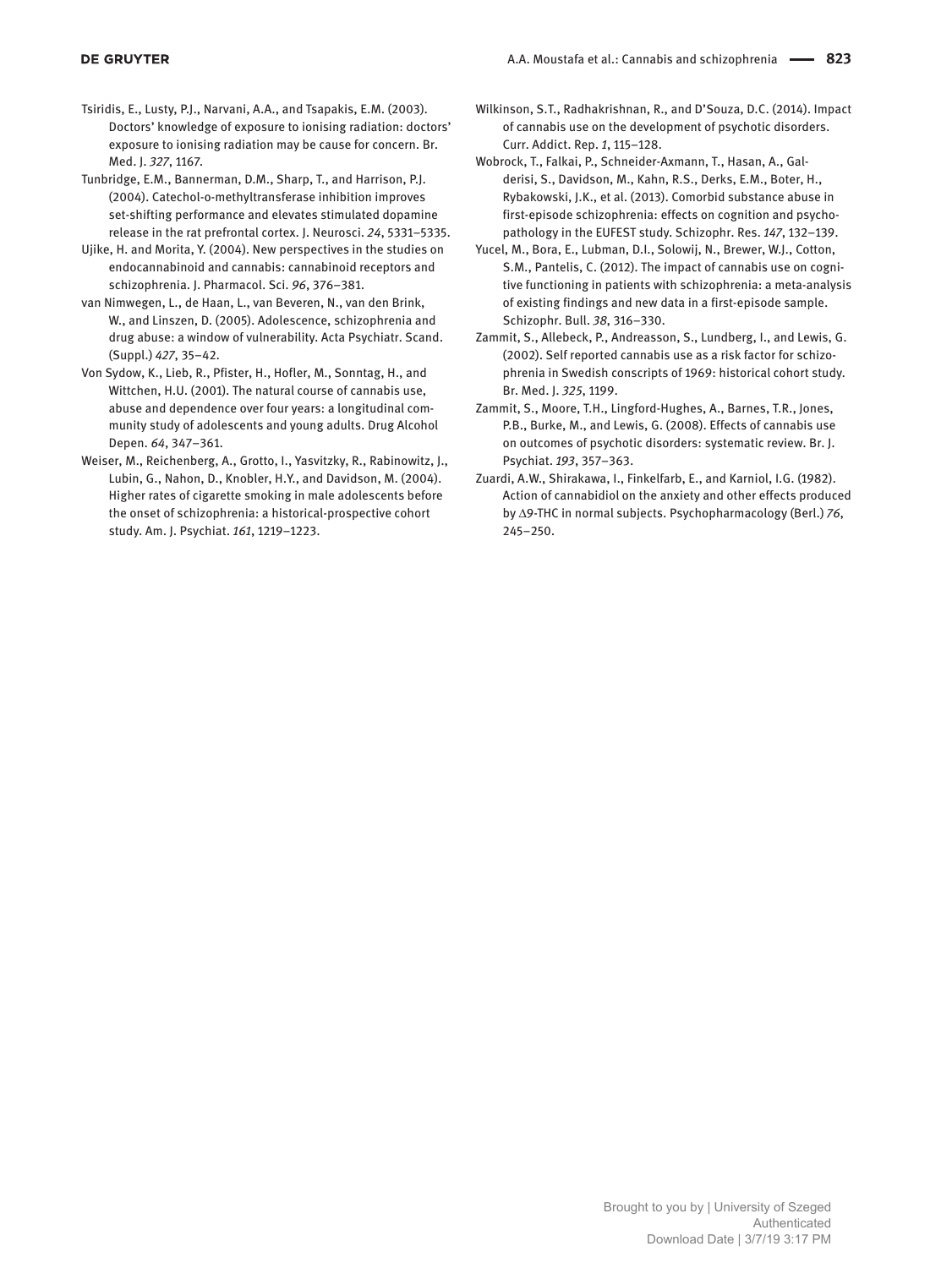Tsiridis, E., Lusty, P.J., Narvani, A.A., and Tsapakis, E.M. (2003). Doctors' knowledge of exposure to ionising radiation: doctors' exposure to ionising radiation may be cause for concern. Br. Med. J. *327*, 1167.

Tunbridge, E.M., Bannerman, D.M., Sharp, T., and Harrison, P.J. (2004). Catechol-o-methyltransferase inhibition improves set-shifting performance and elevates stimulated dopamine release in the rat prefrontal cortex. J. Neurosci. *24*, 5331–5335.

Ujike, H. and Morita, Y. (2004). New perspectives in the studies on endocannabinoid and cannabis: cannabinoid receptors and schizophrenia. J. Pharmacol. Sci. *96*, 376–381.

van Nimwegen, L., de Haan, L., van Beveren, N., van den Brink, W., and Linszen, D. (2005). Adolescence, schizophrenia and drug abuse: a window of vulnerability. Acta Psychiatr. Scand. (Suppl.) *427*, 35–42.

Von Sydow, K., Lieb, R., Pfister, H., Hofler, M., Sonntag, H., and Wittchen, H.U. (2001). The natural course of cannabis use, abuse and dependence over four years: a longitudinal community study of adolescents and young adults. Drug Alcohol Depen. *64*, 347–361.

Weiser, M., Reichenberg, A., Grotto, I., Yasvitzky, R., Rabinowitz, J., Lubin, G., Nahon, D., Knobler, H.Y., and Davidson, M. (2004). Higher rates of cigarette smoking in male adolescents before the onset of schizophrenia: a historical-prospective cohort study. Am. J. Psychiat. *161*, 1219–1223.

Wilkinson, S.T., Radhakrishnan, R., and D'Souza, D.C. (2014). Impact of cannabis use on the development of psychotic disorders. Curr. Addict. Rep. *1*, 115–128.

Wobrock, T., Falkai, P., Schneider-Axmann, T., Hasan, A., Galderisi, S., Davidson, M., Kahn, R.S., Derks, E.M., Boter, H., Rybakowski, J.K., et al. (2013). Comorbid substance abuse in first-episode schizophrenia: effects on cognition and psychopathology in the EUFEST study. Schizophr. Res. *147*, 132–139.

Yucel, M., Bora, E., Lubman, D.I., Solowij, N., Brewer, W.J., Cotton, S.M., Pantelis, C. (2012). The impact of cannabis use on cognitive functioning in patients with schizophrenia: a meta-analysis of existing findings and new data in a first-episode sample. Schizophr. Bull. *38*, 316–330.

Zammit, S., Allebeck, P., Andreasson, S., Lundberg, I., and Lewis, G. (2002). Self reported cannabis use as a risk factor for schizophrenia in Swedish conscripts of 1969: historical cohort study. Br. Med. J. *325*, 1199.

Zammit, S., Moore, T.H., Lingford-Hughes, A., Barnes, T.R., Jones, P.B., Burke, M., and Lewis, G. (2008). Effects of cannabis use on outcomes of psychotic disorders: systematic review. Br. J. Psychiat. *193*, 357–363.

Zuardi, A.W., Shirakawa, I., Finkelfarb, E., and Karniol, I.G. (1982). Action of cannabidiol on the anxiety and other effects produced by Δ9-THC in normal subjects. Psychopharmacology (Berl.) *76*, 245–250.